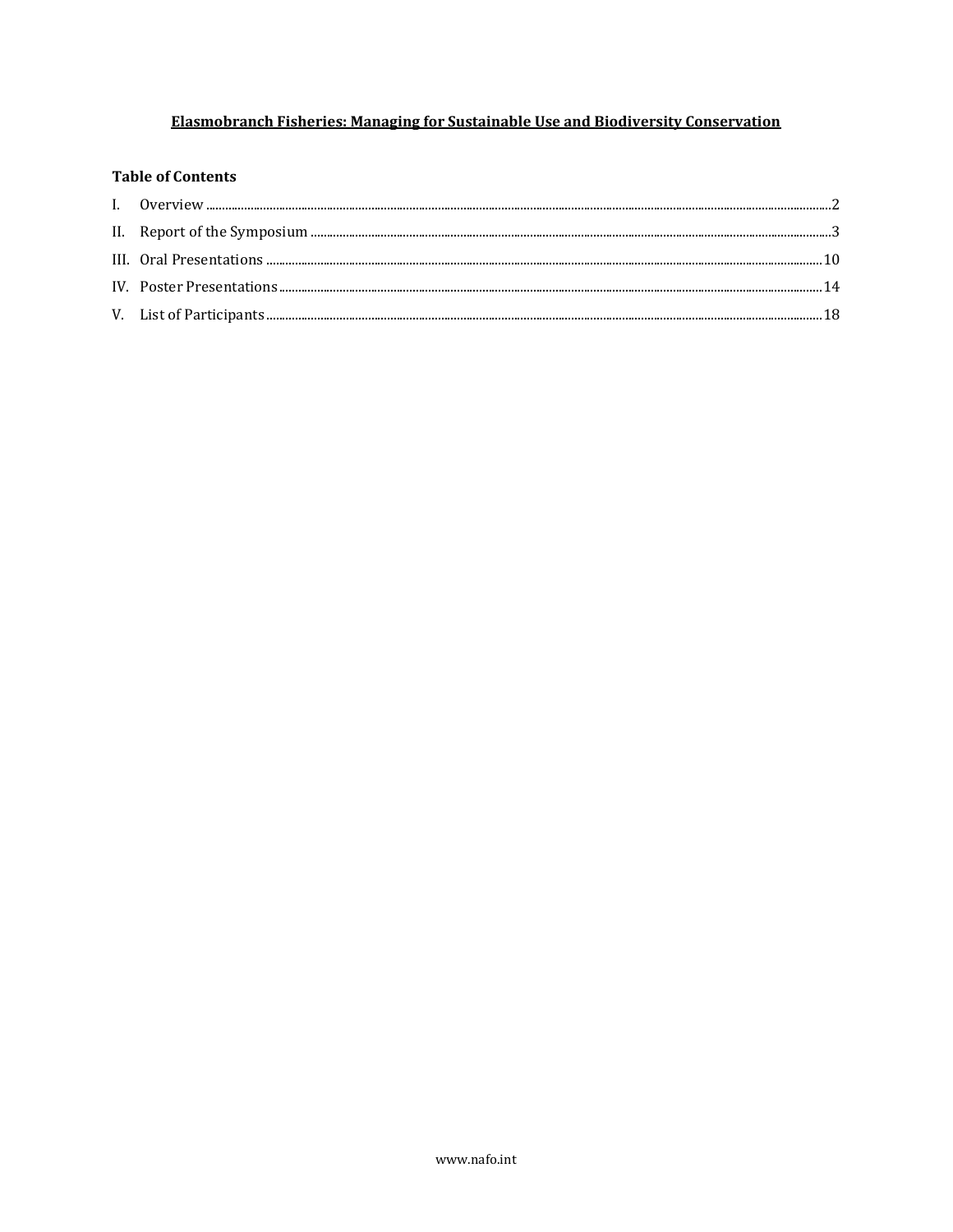# Elasmobranch Fisheries: Managing for Sustainable Use and Biodiversity Conservation

## Table of Contents

I. Overview ....................................................................................................................................................... 2

II. Report of the Symposium ........................................................................................................................... 3

III. Oral Presentations .................................................................................................................................. 10

IV. Poster Presentations ............................................................................................................................... 14

V. List of Participants ................................................................................................................................... 18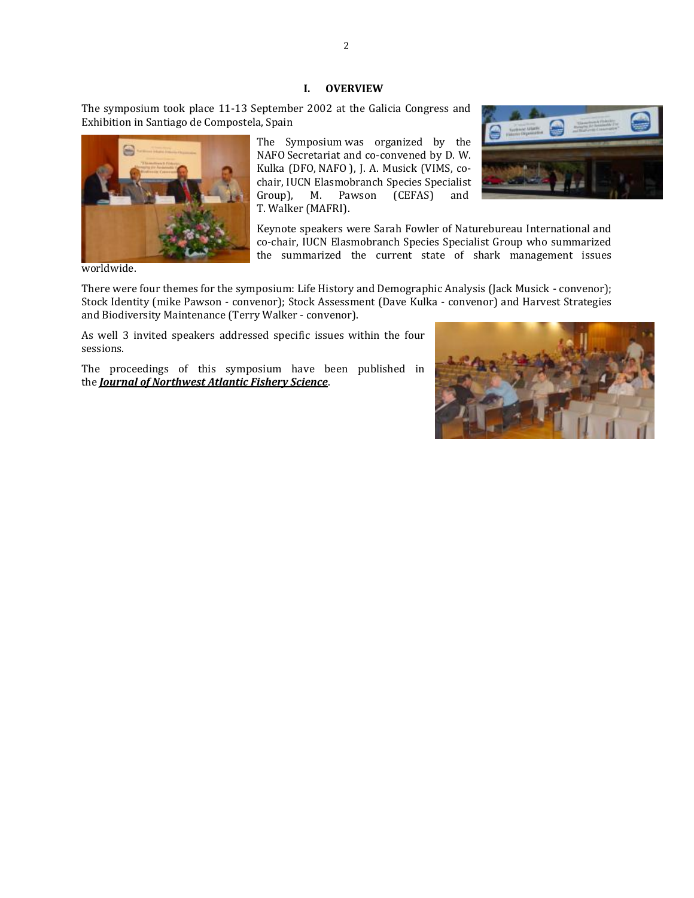## I. OVERVIEW

The symposium took place 11-13 September 2002 at the Galicia Congress and Exhibition in Santiago de Compostela, Spain

The Symposium was organized by the NAFO Secretariat and co-convened by D. W. Kulka (DFO, NAFO ), J. A. Musick (VIMS, co-chair, IUCN Elasmobranch Species Specialist Group), M. Pawson (CEFAS) and T. Walker (MAFRI).

Keynote speakers were Sarah Fowler of Naturebureau International and co-chair, IUCN Elasmobranch Species Specialist Group who summarized the summarized the current state of shark management issues worldwide.

There were four themes for the symposium: Life History and Demographic Analysis (Jack Musick - convenor); Stock Identity (mike Pawson - convenor); Stock Assessment (Dave Kulka - convenor) and Harvest Strategies and Biodiversity Maintenance (Terry Walker - convenor).

As well 3 invited speakers addressed specific issues within the four sessions.

The proceedings of this symposium have been published in the ***Journal of Northwest Atlantic Fishery Science***.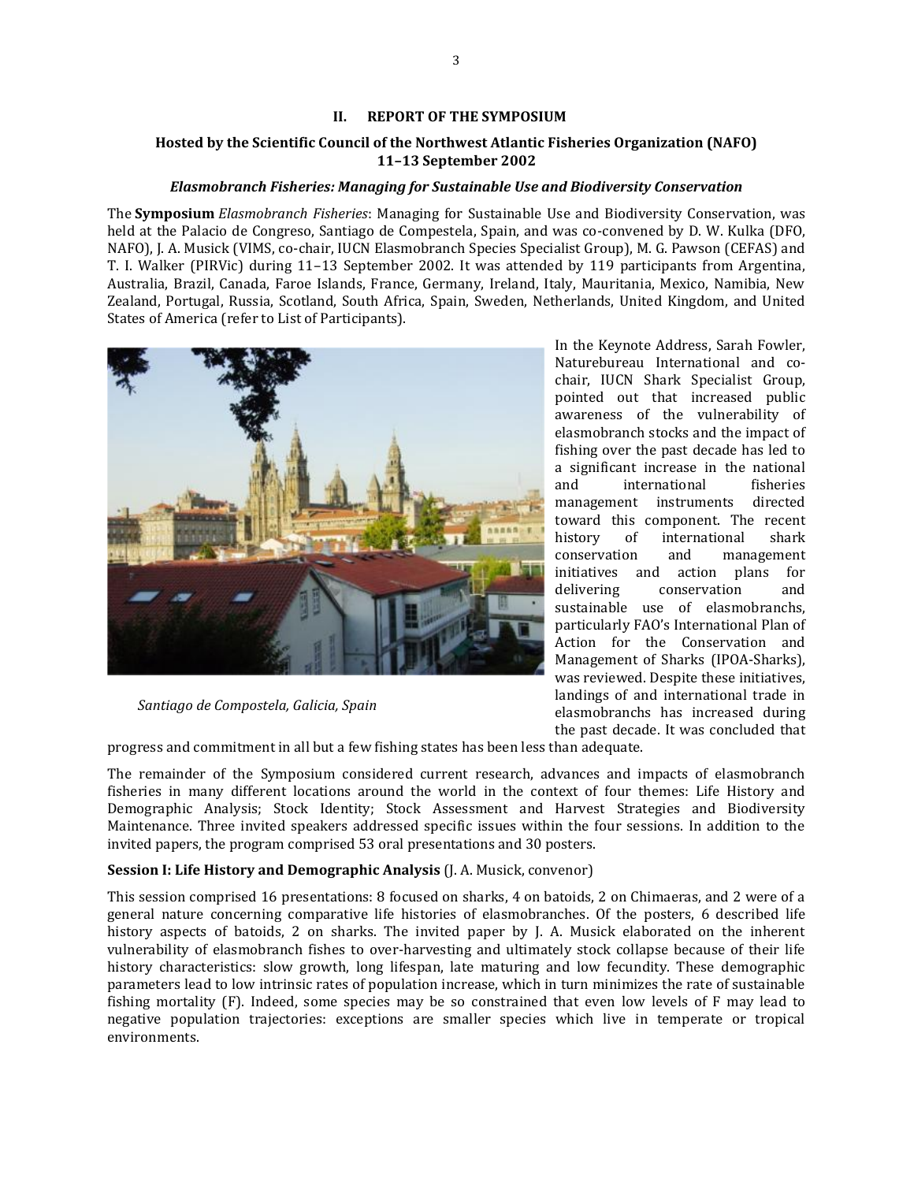## II. REPORT OF THE SYMPOSIUM

### Hosted by the Scientific Council of the Northwest Atlantic Fisheries Organization (NAFO) 11–13 September 2002

#### *Elasmobranch Fisheries: Managing for Sustainable Use and Biodiversity Conservation*

The **Symposium** *Elasmobranch Fisheries*: Managing for Sustainable Use and Biodiversity Conservation, was held at the Palacio de Congreso, Santiago de Compestela, Spain, and was co-convened by D. W. Kulka (DFO, NAFO), J. A. Musick (VIMS, co-chair, IUCN Elasmobranch Species Specialist Group), M. G. Pawson (CEFAS) and T. I. Walker (PIRVic) during 11–13 September 2002. It was attended by 119 participants from Argentina, Australia, Brazil, Canada, Faroe Islands, France, Germany, Ireland, Italy, Mauritania, Mexico, Namibia, New Zealand, Portugal, Russia, Scotland, South Africa, Spain, Sweden, Netherlands, United Kingdom, and United States of America (refer to List of Participants).

*Santiago de Compostela, Galicia, Spain*

In the Keynote Address, Sarah Fowler, Naturebureau International and co-chair, IUCN Shark Specialist Group, pointed out that increased public awareness of the vulnerability of elasmobranch stocks and the impact of fishing over the past decade has led to a significant increase in the national and international fisheries management instruments directed toward this component. The recent history of international shark conservation and management initiatives and action plans for delivering conservation and sustainable use of elasmobranchs, particularly FAO's International Plan of Action for the Conservation and Management of Sharks (IPOA-Sharks), was reviewed. Despite these initiatives, landings of and international trade in elasmobranchs has increased during the past decade. It was concluded that progress and commitment in all but a few fishing states has been less than adequate.

The remainder of the Symposium considered current research, advances and impacts of elasmobranch fisheries in many different locations around the world in the context of four themes: Life History and Demographic Analysis; Stock Identity; Stock Assessment and Harvest Strategies and Biodiversity Maintenance. Three invited speakers addressed specific issues within the four sessions. In addition to the invited papers, the program comprised 53 oral presentations and 30 posters.

**Session I: Life History and Demographic Analysis** (J. A. Musick, convenor)

This session comprised 16 presentations: 8 focused on sharks, 4 on batoids, 2 on Chimaeras, and 2 were of a general nature concerning comparative life histories of elasmobranches. Of the posters, 6 described life history aspects of batoids, 2 on sharks. The invited paper by J. A. Musick elaborated on the inherent vulnerability of elasmobranch fishes to over-harvesting and ultimately stock collapse because of their life history characteristics: slow growth, long lifespan, late maturing and low fecundity. These demographic parameters lead to low intrinsic rates of population increase, which in turn minimizes the rate of sustainable fishing mortality (F). Indeed, some species may be so constrained that even low levels of F may lead to negative population trajectories: exceptions are smaller species which live in temperate or tropical environments.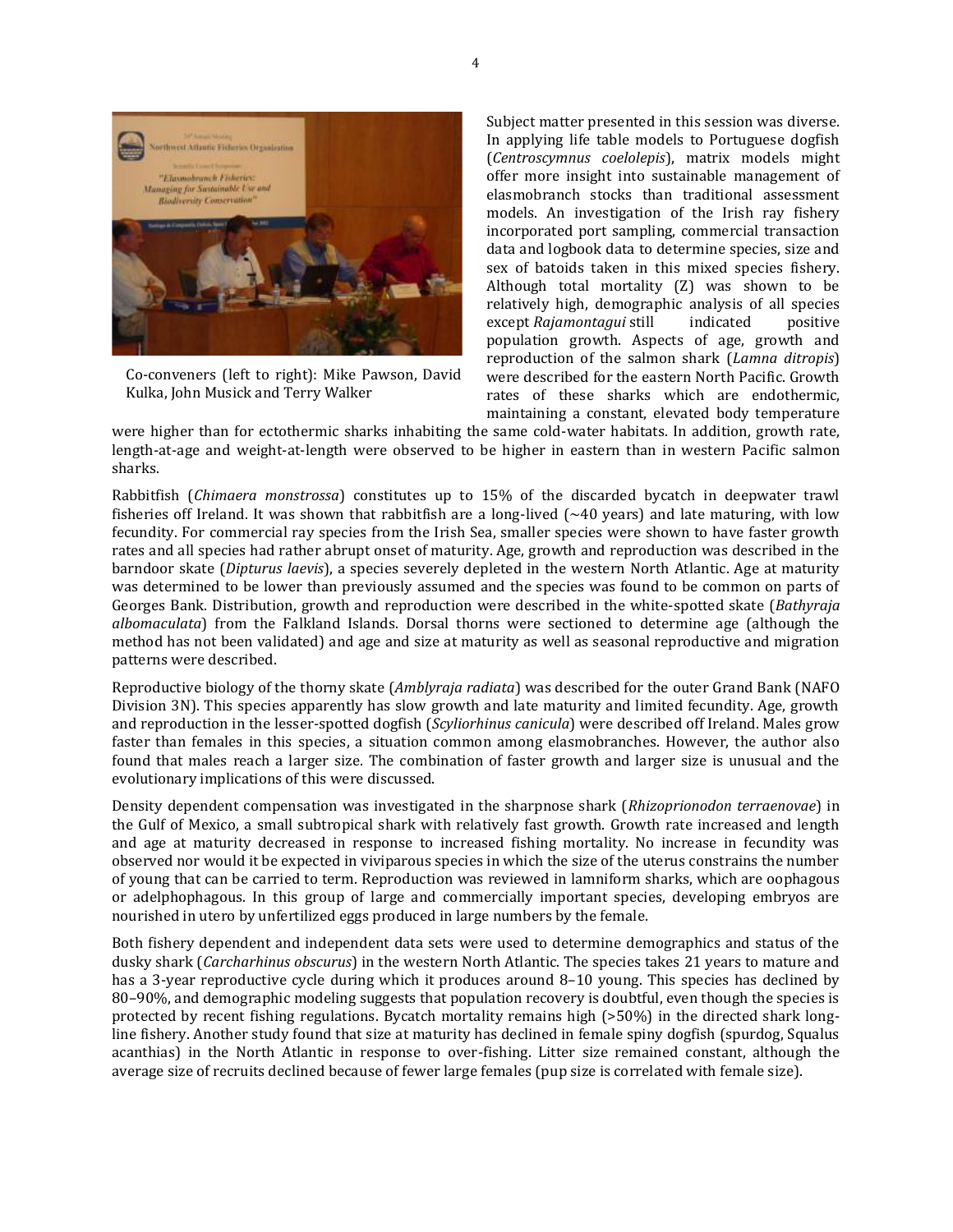Co-conveners (left to right): Mike Pawson, David Kulka, John Musick and Terry Walker

Subject matter presented in this session was diverse. In applying life table models to Portuguese dogfish (*Centroscymnus coelolepis*), matrix models might offer more insight into sustainable management of elasmobranch stocks than traditional assessment models. An investigation of the Irish ray fishery incorporated port sampling, commercial transaction data and logbook data to determine species, size and sex of batoids taken in this mixed species fishery. Although total mortality (Z) was shown to be relatively high, demographic analysis of all species except *Rajamontagui* still indicated positive population growth. Aspects of age, growth and reproduction of the salmon shark (*Lamna ditropis*) were described for the eastern North Pacific. Growth rates of these sharks which are endothermic, maintaining a constant, elevated body temperature were higher than for ectothermic sharks inhabiting the same cold-water habitats. In addition, growth rate, length-at-age and weight-at-length were observed to be higher in eastern than in western Pacific salmon sharks.

Rabbitfish (*Chimaera monstrossa*) constitutes up to 15% of the discarded bycatch in deepwater trawl fisheries off Ireland. It was shown that rabbitfish are a long-lived (~40 years) and late maturing, with low fecundity. For commercial ray species from the Irish Sea, smaller species were shown to have faster growth rates and all species had rather abrupt onset of maturity. Age, growth and reproduction was described in the barndoor skate (*Dipturus laevis*), a species severely depleted in the western North Atlantic. Age at maturity was determined to be lower than previously assumed and the species was found to be common on parts of Georges Bank. Distribution, growth and reproduction were described in the white-spotted skate (*Bathyraja albomaculata*) from the Falkland Islands. Dorsal thorns were sectioned to determine age (although the method has not been validated) and age and size at maturity as well as seasonal reproductive and migration patterns were described.

Reproductive biology of the thorny skate (*Amblyraja radiata*) was described for the outer Grand Bank (NAFO Division 3N). This species apparently has slow growth and late maturity and limited fecundity. Age, growth and reproduction in the lesser-spotted dogfish (*Scyliorhinus canicula*) were described off Ireland. Males grow faster than females in this species, a situation common among elasmobranches. However, the author also found that males reach a larger size. The combination of faster growth and larger size is unusual and the evolutionary implications of this were discussed.

Density dependent compensation was investigated in the sharpnose shark (*Rhizoprionodon terraenovae*) in the Gulf of Mexico, a small subtropical shark with relatively fast growth. Growth rate increased and length and age at maturity decreased in response to increased fishing mortality. No increase in fecundity was observed nor would it be expected in viviparous species in which the size of the uterus constrains the number of young that can be carried to term. Reproduction was reviewed in lamniform sharks, which are oophagous or adelphophagous. In this group of large and commercially important species, developing embryos are nourished in utero by unfertilized eggs produced in large numbers by the female.

Both fishery dependent and independent data sets were used to determine demographics and status of the dusky shark (*Carcharhinus obscurus*) in the western North Atlantic. The species takes 21 years to mature and has a 3-year reproductive cycle during which it produces around 8–10 young. This species has declined by 80–90%, and demographic modeling suggests that population recovery is doubtful, even though the species is protected by recent fishing regulations. Bycatch mortality remains high (>50%) in the directed shark long-line fishery. Another study found that size at maturity has declined in female spiny dogfish (spurdog, Squalus acanthias) in the North Atlantic in response to over-fishing. Litter size remained constant, although the average size of recruits declined because of fewer large females (pup size is correlated with female size).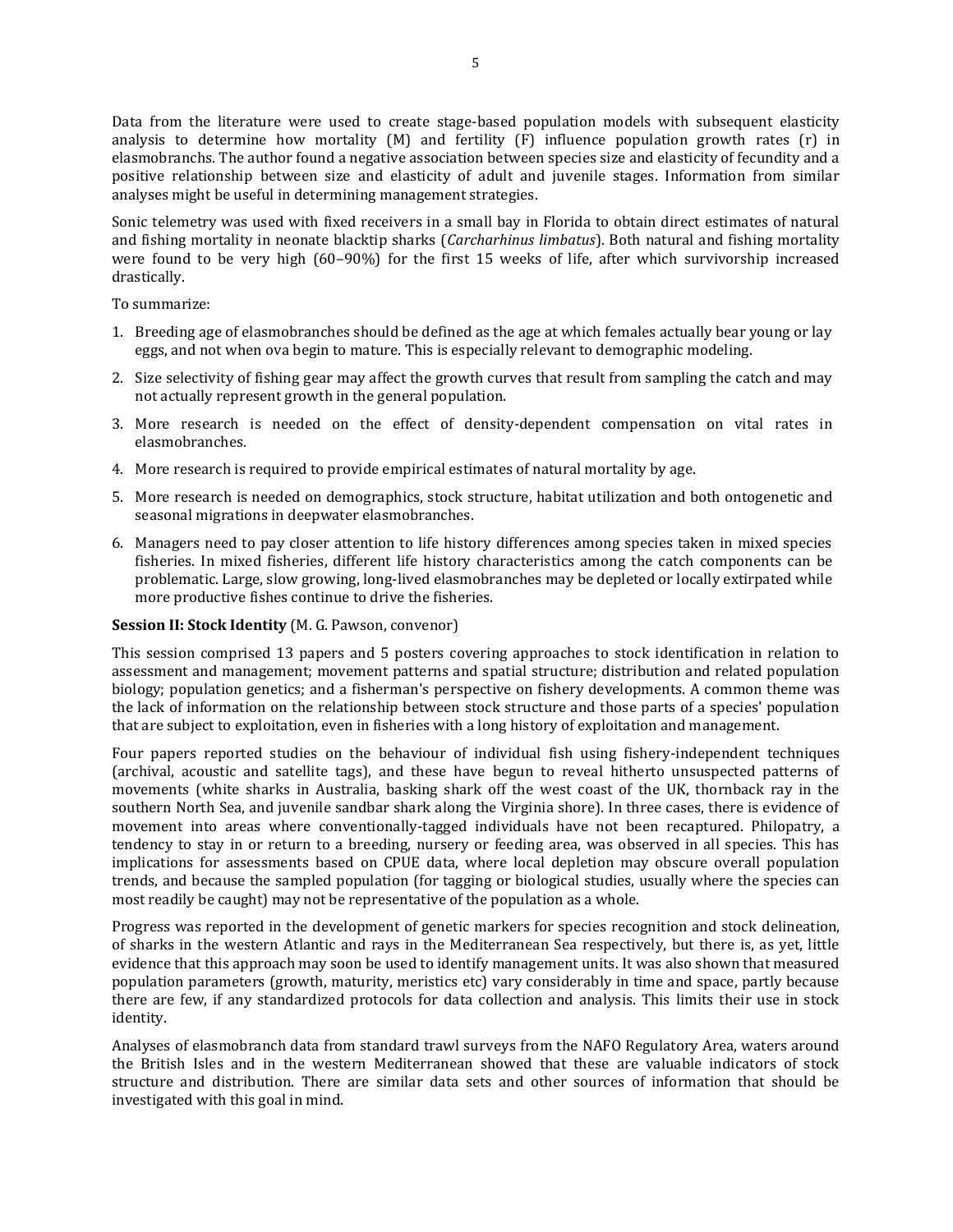Data from the literature were used to create stage-based population models with subsequent elasticity analysis to determine how mortality (M) and fertility (F) influence population growth rates (r) in elasmobranchs. The author found a negative association between species size and elasticity of fecundity and a positive relationship between size and elasticity of adult and juvenile stages. Information from similar analyses might be useful in determining management strategies.

Sonic telemetry was used with fixed receivers in a small bay in Florida to obtain direct estimates of natural and fishing mortality in neonate blacktip sharks (*Carcharhinus limbatus*). Both natural and fishing mortality were found to be very high (60–90%) for the first 15 weeks of life, after which survivorship increased drastically.

To summarize:

1. Breeding age of elasmobranches should be defined as the age at which females actually bear young or lay eggs, and not when ova begin to mature. This is especially relevant to demographic modeling.
2. Size selectivity of fishing gear may affect the growth curves that result from sampling the catch and may not actually represent growth in the general population.
3. More research is needed on the effect of density-dependent compensation on vital rates in elasmobranches.
4. More research is required to provide empirical estimates of natural mortality by age.
5. More research is needed on demographics, stock structure, habitat utilization and both ontogenetic and seasonal migrations in deepwater elasmobranches.
6. Managers need to pay closer attention to life history differences among species taken in mixed species fisheries. In mixed fisheries, different life history characteristics among the catch components can be problematic. Large, slow growing, long-lived elasmobranches may be depleted or locally extirpated while more productive fishes continue to drive the fisheries.

**Session II: Stock Identity** (M. G. Pawson, convenor)

This session comprised 13 papers and 5 posters covering approaches to stock identification in relation to assessment and management; movement patterns and spatial structure; distribution and related population biology; population genetics; and a fisherman's perspective on fishery developments. A common theme was the lack of information on the relationship between stock structure and those parts of a species' population that are subject to exploitation, even in fisheries with a long history of exploitation and management.

Four papers reported studies on the behaviour of individual fish using fishery-independent techniques (archival, acoustic and satellite tags), and these have begun to reveal hitherto unsuspected patterns of movements (white sharks in Australia, basking shark off the west coast of the UK, thornback ray in the southern North Sea, and juvenile sandbar shark along the Virginia shore). In three cases, there is evidence of movement into areas where conventionally-tagged individuals have not been recaptured. Philopatry, a tendency to stay in or return to a breeding, nursery or feeding area, was observed in all species. This has implications for assessments based on CPUE data, where local depletion may obscure overall population trends, and because the sampled population (for tagging or biological studies, usually where the species can most readily be caught) may not be representative of the population as a whole.

Progress was reported in the development of genetic markers for species recognition and stock delineation, of sharks in the western Atlantic and rays in the Mediterranean Sea respectively, but there is, as yet, little evidence that this approach may soon be used to identify management units. It was also shown that measured population parameters (growth, maturity, meristics etc) vary considerably in time and space, partly because there are few, if any standardized protocols for data collection and analysis. This limits their use in stock identity.

Analyses of elasmobranch data from standard trawl surveys from the NAFO Regulatory Area, waters around the British Isles and in the western Mediterranean showed that these are valuable indicators of stock structure and distribution. There are similar data sets and other sources of information that should be investigated with this goal in mind.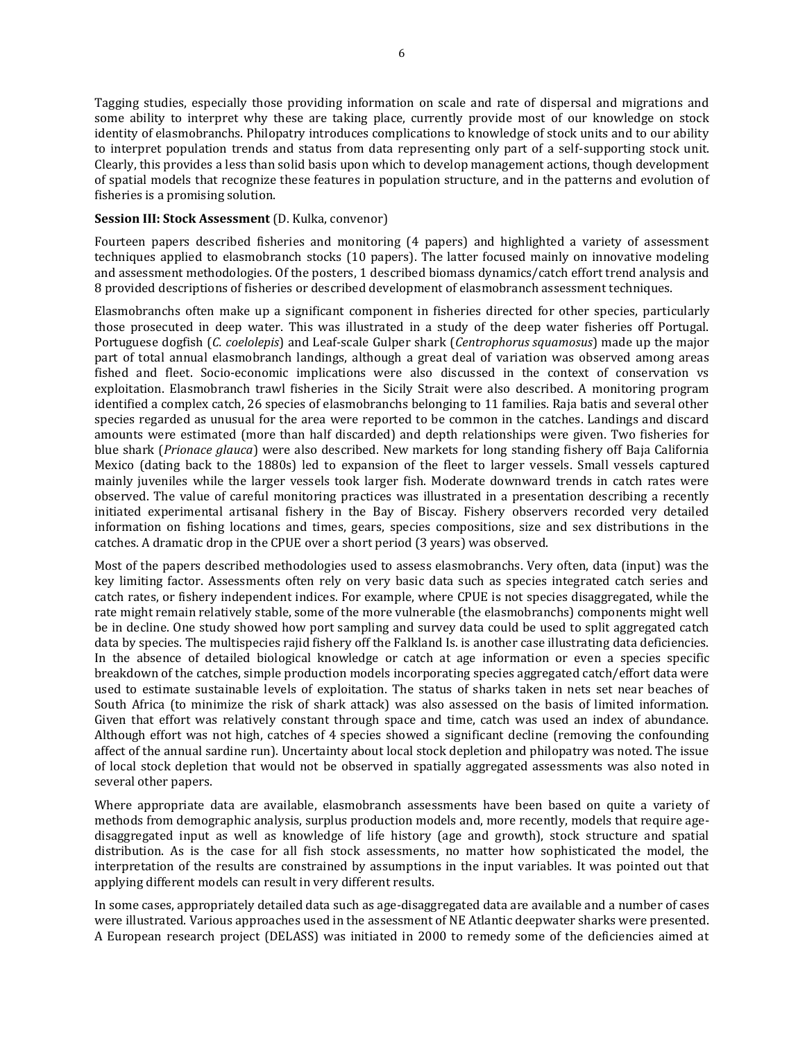Tagging studies, especially those providing information on scale and rate of dispersal and migrations and some ability to interpret why these are taking place, currently provide most of our knowledge on stock identity of elasmobranchs. Philopatry introduces complications to knowledge of stock units and to our ability to interpret population trends and status from data representing only part of a self-supporting stock unit. Clearly, this provides a less than solid basis upon which to develop management actions, though development of spatial models that recognize these features in population structure, and in the patterns and evolution of fisheries is a promising solution.

**Session III: Stock Assessment** (D. Kulka, convenor)

Fourteen papers described fisheries and monitoring (4 papers) and highlighted a variety of assessment techniques applied to elasmobranch stocks (10 papers). The latter focused mainly on innovative modeling and assessment methodologies. Of the posters, 1 described biomass dynamics/catch effort trend analysis and 8 provided descriptions of fisheries or described development of elasmobranch assessment techniques.

Elasmobranchs often make up a significant component in fisheries directed for other species, particularly those prosecuted in deep water. This was illustrated in a study of the deep water fisheries off Portugal. Portuguese dogfish (*C. coelolepis*) and Leaf-scale Gulper shark (*Centrophorus squamosus*) made up the major part of total annual elasmobranch landings, although a great deal of variation was observed among areas fished and fleet. Socio-economic implications were also discussed in the context of conservation vs exploitation. Elasmobranch trawl fisheries in the Sicily Strait were also described. A monitoring program identified a complex catch, 26 species of elasmobranchs belonging to 11 families. Raja batis and several other species regarded as unusual for the area were reported to be common in the catches. Landings and discard amounts were estimated (more than half discarded) and depth relationships were given. Two fisheries for blue shark (*Prionace glauca*) were also described. New markets for long standing fishery off Baja California Mexico (dating back to the 1880s) led to expansion of the fleet to larger vessels. Small vessels captured mainly juveniles while the larger vessels took larger fish. Moderate downward trends in catch rates were observed. The value of careful monitoring practices was illustrated in a presentation describing a recently initiated experimental artisanal fishery in the Bay of Biscay. Fishery observers recorded very detailed information on fishing locations and times, gears, species compositions, size and sex distributions in the catches. A dramatic drop in the CPUE over a short period (3 years) was observed.

Most of the papers described methodologies used to assess elasmobranchs. Very often, data (input) was the key limiting factor. Assessments often rely on very basic data such as species integrated catch series and catch rates, or fishery independent indices. For example, where CPUE is not species disaggregated, while the rate might remain relatively stable, some of the more vulnerable (the elasmobranchs) components might well be in decline. One study showed how port sampling and survey data could be used to split aggregated catch data by species. The multispecies rajid fishery off the Falkland Is. is another case illustrating data deficiencies. In the absence of detailed biological knowledge or catch at age information or even a species specific breakdown of the catches, simple production models incorporating species aggregated catch/effort data were used to estimate sustainable levels of exploitation. The status of sharks taken in nets set near beaches of South Africa (to minimize the risk of shark attack) was also assessed on the basis of limited information. Given that effort was relatively constant through space and time, catch was used an index of abundance. Although effort was not high, catches of 4 species showed a significant decline (removing the confounding affect of the annual sardine run). Uncertainty about local stock depletion and philopatry was noted. The issue of local stock depletion that would not be observed in spatially aggregated assessments was also noted in several other papers.

Where appropriate data are available, elasmobranch assessments have been based on quite a variety of methods from demographic analysis, surplus production models and, more recently, models that require age-disaggregated input as well as knowledge of life history (age and growth), stock structure and spatial distribution. As is the case for all fish stock assessments, no matter how sophisticated the model, the interpretation of the results are constrained by assumptions in the input variables. It was pointed out that applying different models can result in very different results.

In some cases, appropriately detailed data such as age-disaggregated data are available and a number of cases were illustrated. Various approaches used in the assessment of NE Atlantic deepwater sharks were presented. A European research project (DELASS) was initiated in 2000 to remedy some of the deficiencies aimed at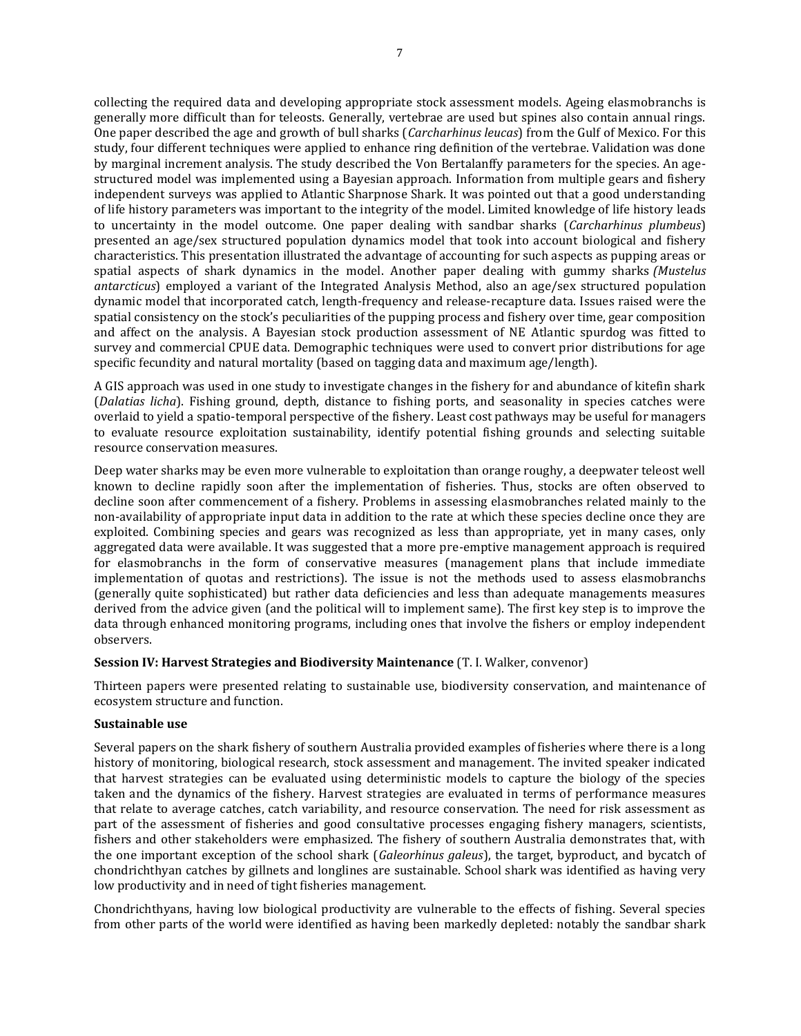collecting the required data and developing appropriate stock assessment models. Ageing elasmobranchs is generally more difficult than for teleosts. Generally, vertebrae are used but spines also contain annual rings. One paper described the age and growth of bull sharks (*Carcharhinus leucas*) from the Gulf of Mexico. For this study, four different techniques were applied to enhance ring definition of the vertebrae. Validation was done by marginal increment analysis. The study described the Von Bertalanffy parameters for the species. An age-structured model was implemented using a Bayesian approach. Information from multiple gears and fishery independent surveys was applied to Atlantic Sharpnose Shark. It was pointed out that a good understanding of life history parameters was important to the integrity of the model. Limited knowledge of life history leads to uncertainty in the model outcome. One paper dealing with sandbar sharks (*Carcharhinus plumbeus*) presented an age/sex structured population dynamics model that took into account biological and fishery characteristics. This presentation illustrated the advantage of accounting for such aspects as pupping areas or spatial aspects of shark dynamics in the model. Another paper dealing with gummy sharks *(Mustelus antarcticus*) employed a variant of the Integrated Analysis Method, also an age/sex structured population dynamic model that incorporated catch, length-frequency and release-recapture data. Issues raised were the spatial consistency on the stock's peculiarities of the pupping process and fishery over time, gear composition and affect on the analysis. A Bayesian stock production assessment of NE Atlantic spurdog was fitted to survey and commercial CPUE data. Demographic techniques were used to convert prior distributions for age specific fecundity and natural mortality (based on tagging data and maximum age/length).

A GIS approach was used in one study to investigate changes in the fishery for and abundance of kitefin shark (*Dalatias licha*). Fishing ground, depth, distance to fishing ports, and seasonality in species catches were overlaid to yield a spatio-temporal perspective of the fishery. Least cost pathways may be useful for managers to evaluate resource exploitation sustainability, identify potential fishing grounds and selecting suitable resource conservation measures.

Deep water sharks may be even more vulnerable to exploitation than orange roughy, a deepwater teleost well known to decline rapidly soon after the implementation of fisheries. Thus, stocks are often observed to decline soon after commencement of a fishery. Problems in assessing elasmobranches related mainly to the non-availability of appropriate input data in addition to the rate at which these species decline once they are exploited. Combining species and gears was recognized as less than appropriate, yet in many cases, only aggregated data were available. It was suggested that a more pre-emptive management approach is required for elasmobranchs in the form of conservative measures (management plans that include immediate implementation of quotas and restrictions). The issue is not the methods used to assess elasmobranchs (generally quite sophisticated) but rather data deficiencies and less than adequate managements measures derived from the advice given (and the political will to implement same). The first key step is to improve the data through enhanced monitoring programs, including ones that involve the fishers or employ independent observers.

**Session IV: Harvest Strategies and Biodiversity Maintenance** (T. I. Walker, convenor)

Thirteen papers were presented relating to sustainable use, biodiversity conservation, and maintenance of ecosystem structure and function.

**Sustainable use**

Several papers on the shark fishery of southern Australia provided examples of fisheries where there is a long history of monitoring, biological research, stock assessment and management. The invited speaker indicated that harvest strategies can be evaluated using deterministic models to capture the biology of the species taken and the dynamics of the fishery. Harvest strategies are evaluated in terms of performance measures that relate to average catches, catch variability, and resource conservation. The need for risk assessment as part of the assessment of fisheries and good consultative processes engaging fishery managers, scientists, fishers and other stakeholders were emphasized. The fishery of southern Australia demonstrates that, with the one important exception of the school shark (*Galeorhinus galeus*), the target, byproduct, and bycatch of chondrichthyan catches by gillnets and longlines are sustainable. School shark was identified as having very low productivity and in need of tight fisheries management.

Chondrichthyans, having low biological productivity are vulnerable to the effects of fishing. Several species from other parts of the world were identified as having been markedly depleted: notably the sandbar shark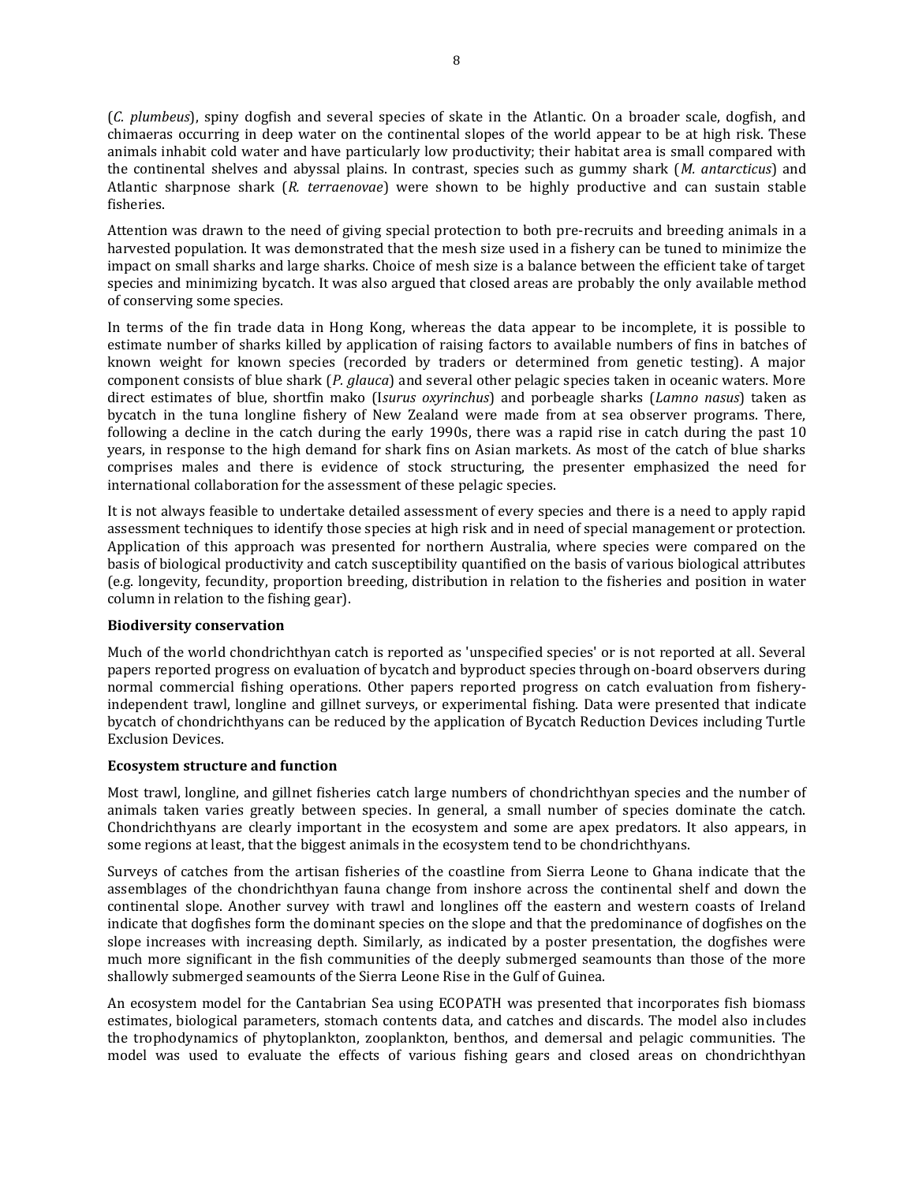(*C. plumbeus*), spiny dogfish and several species of skate in the Atlantic. On a broader scale, dogfish, and chimaeras occurring in deep water on the continental slopes of the world appear to be at high risk. These animals inhabit cold water and have particularly low productivity; their habitat area is small compared with the continental shelves and abyssal plains. In contrast, species such as gummy shark (*M. antarcticus*) and Atlantic sharpnose shark (*R. terraenovae*) were shown to be highly productive and can sustain stable fisheries.

Attention was drawn to the need of giving special protection to both pre-recruits and breeding animals in a harvested population. It was demonstrated that the mesh size used in a fishery can be tuned to minimize the impact on small sharks and large sharks. Choice of mesh size is a balance between the efficient take of target species and minimizing bycatch. It was also argued that closed areas are probably the only available method of conserving some species.

In terms of the fin trade data in Hong Kong, whereas the data appear to be incomplete, it is possible to estimate number of sharks killed by application of raising factors to available numbers of fins in batches of known weight for known species (recorded by traders or determined from genetic testing). A major component consists of blue shark (*P. glauca*) and several other pelagic species taken in oceanic waters. More direct estimates of blue, shortfin mako (I*surus oxyrinchus*) and porbeagle sharks (*Lamno nasus*) taken as bycatch in the tuna longline fishery of New Zealand were made from at sea observer programs. There, following a decline in the catch during the early 1990s, there was a rapid rise in catch during the past 10 years, in response to the high demand for shark fins on Asian markets. As most of the catch of blue sharks comprises males and there is evidence of stock structuring, the presenter emphasized the need for international collaboration for the assessment of these pelagic species.

It is not always feasible to undertake detailed assessment of every species and there is a need to apply rapid assessment techniques to identify those species at high risk and in need of special management or protection. Application of this approach was presented for northern Australia, where species were compared on the basis of biological productivity and catch susceptibility quantified on the basis of various biological attributes (e.g. longevity, fecundity, proportion breeding, distribution in relation to the fisheries and position in water column in relation to the fishing gear).

**Biodiversity conservation**

Much of the world chondrichthyan catch is reported as 'unspecified species' or is not reported at all. Several papers reported progress on evaluation of bycatch and byproduct species through on-board observers during normal commercial fishing operations. Other papers reported progress on catch evaluation from fishery-independent trawl, longline and gillnet surveys, or experimental fishing. Data were presented that indicate bycatch of chondrichthyans can be reduced by the application of Bycatch Reduction Devices including Turtle Exclusion Devices.

**Ecosystem structure and function**

Most trawl, longline, and gillnet fisheries catch large numbers of chondrichthyan species and the number of animals taken varies greatly between species. In general, a small number of species dominate the catch. Chondrichthyans are clearly important in the ecosystem and some are apex predators. It also appears, in some regions at least, that the biggest animals in the ecosystem tend to be chondrichthyans.

Surveys of catches from the artisan fisheries of the coastline from Sierra Leone to Ghana indicate that the assemblages of the chondrichthyan fauna change from inshore across the continental shelf and down the continental slope. Another survey with trawl and longlines off the eastern and western coasts of Ireland indicate that dogfishes form the dominant species on the slope and that the predominance of dogfishes on the slope increases with increasing depth. Similarly, as indicated by a poster presentation, the dogfishes were much more significant in the fish communities of the deeply submerged seamounts than those of the more shallowly submerged seamounts of the Sierra Leone Rise in the Gulf of Guinea.

An ecosystem model for the Cantabrian Sea using ECOPATH was presented that incorporates fish biomass estimates, biological parameters, stomach contents data, and catches and discards. The model also includes the trophodynamics of phytoplankton, zooplankton, benthos, and demersal and pelagic communities. The model was used to evaluate the effects of various fishing gears and closed areas on chondrichthyan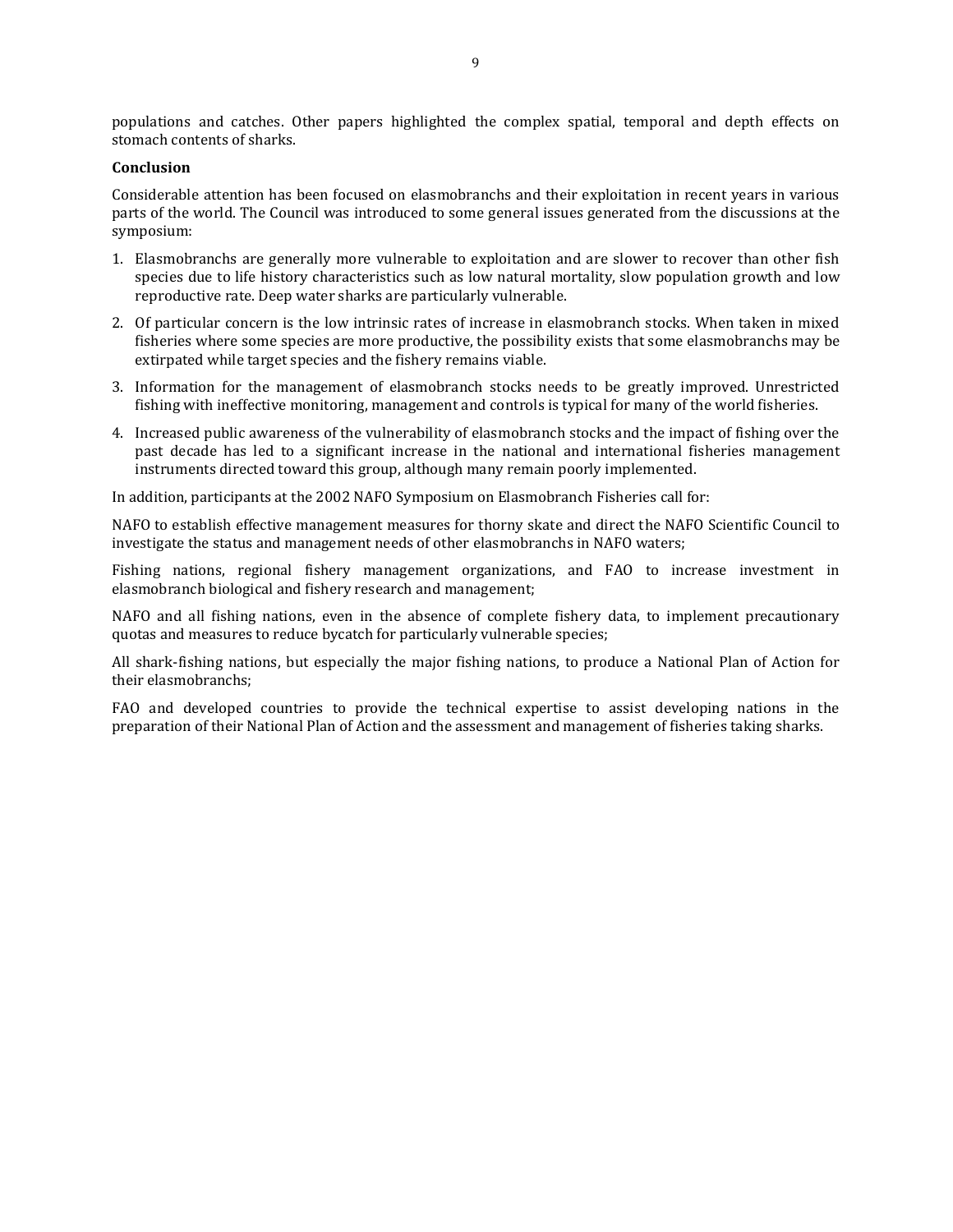populations and catches. Other papers highlighted the complex spatial, temporal and depth effects on stomach contents of sharks.

**Conclusion**

Considerable attention has been focused on elasmobranchs and their exploitation in recent years in various parts of the world. The Council was introduced to some general issues generated from the discussions at the symposium:

1. Elasmobranchs are generally more vulnerable to exploitation and are slower to recover than other fish species due to life history characteristics such as low natural mortality, slow population growth and low reproductive rate. Deep water sharks are particularly vulnerable.
2. Of particular concern is the low intrinsic rates of increase in elasmobranch stocks. When taken in mixed fisheries where some species are more productive, the possibility exists that some elasmobranchs may be extirpated while target species and the fishery remains viable.
3. Information for the management of elasmobranch stocks needs to be greatly improved. Unrestricted fishing with ineffective monitoring, management and controls is typical for many of the world fisheries.
4. Increased public awareness of the vulnerability of elasmobranch stocks and the impact of fishing over the past decade has led to a significant increase in the national and international fisheries management instruments directed toward this group, although many remain poorly implemented.

In addition, participants at the 2002 NAFO Symposium on Elasmobranch Fisheries call for:

NAFO to establish effective management measures for thorny skate and direct the NAFO Scientific Council to investigate the status and management needs of other elasmobranchs in NAFO waters;

Fishing nations, regional fishery management organizations, and FAO to increase investment in elasmobranch biological and fishery research and management;

NAFO and all fishing nations, even in the absence of complete fishery data, to implement precautionary quotas and measures to reduce bycatch for particularly vulnerable species;

All shark-fishing nations, but especially the major fishing nations, to produce a National Plan of Action for their elasmobranchs;

FAO and developed countries to provide the technical expertise to assist developing nations in the preparation of their National Plan of Action and the assessment and management of fisheries taking sharks.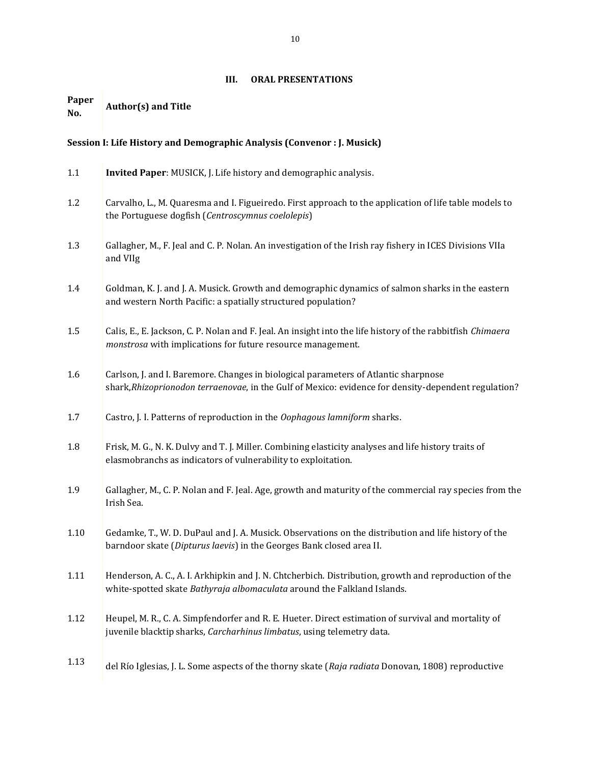## III. ORAL PRESENTATIONS

| Paper No. | Author(s) and Title |
| --- | --- |

### Session I: Life History and Demographic Analysis (Convenor : J. Musick)

| Paper No. | Author(s) and Title |
| --- | --- |
| 1.1 | **Invited Paper**: MUSICK, J. Life history and demographic analysis. |
| 1.2 | Carvalho, L., M. Quaresma and I. Figueiredo. First approach to the application of life table models to the Portuguese dogfish (*Centroscymnus coelolepis*) |
| 1.3 | Gallagher, M., F. Jeal and C. P. Nolan. An investigation of the Irish ray fishery in ICES Divisions VIIa and VIIg |
| 1.4 | Goldman, K. J. and J. A. Musick. Growth and demographic dynamics of salmon sharks in the eastern and western North Pacific: a spatially structured population? |
| 1.5 | Calis, E., E. Jackson, C. P. Nolan and F. Jeal. An insight into the life history of the rabbitfish *Chimaera monstrosa* with implications for future resource management. |
| 1.6 | Carlson, J. and I. Baremore. Changes in biological parameters of Atlantic sharpnose shark,*Rhizoprionodon terraenovae*, in the Gulf of Mexico: evidence for density-dependent regulation? |
| 1.7 | Castro, J. I. Patterns of reproduction in the *Oophagous lamniform* sharks. |
| 1.8 | Frisk, M. G., N. K. Dulvy and T. J. Miller. Combining elasticity analyses and life history traits of elasmobranchs as indicators of vulnerability to exploitation. |
| 1.9 | Gallagher, M., C. P. Nolan and F. Jeal. Age, growth and maturity of the commercial ray species from the Irish Sea. |
| 1.10 | Gedamke, T., W. D. DuPaul and J. A. Musick. Observations on the distribution and life history of the barndoor skate (*Dipturus laevis*) in the Georges Bank closed area II. |
| 1.11 | Henderson, A. C., A. I. Arkhipkin and J. N. Chtcherbich. Distribution, growth and reproduction of the white-spotted skate *Bathyraja albomaculata* around the Falkland Islands. |
| 1.12 | Heupel, M. R., C. A. Simpfendorfer and R. E. Hueter. Direct estimation of survival and mortality of juvenile blacktip sharks, *Carcharhinus limbatus*, using telemetry data. |
| 1.13 | del Río Iglesias, J. L. Some aspects of the thorny skate (*Raja radiata* Donovan, 1808) reproductive |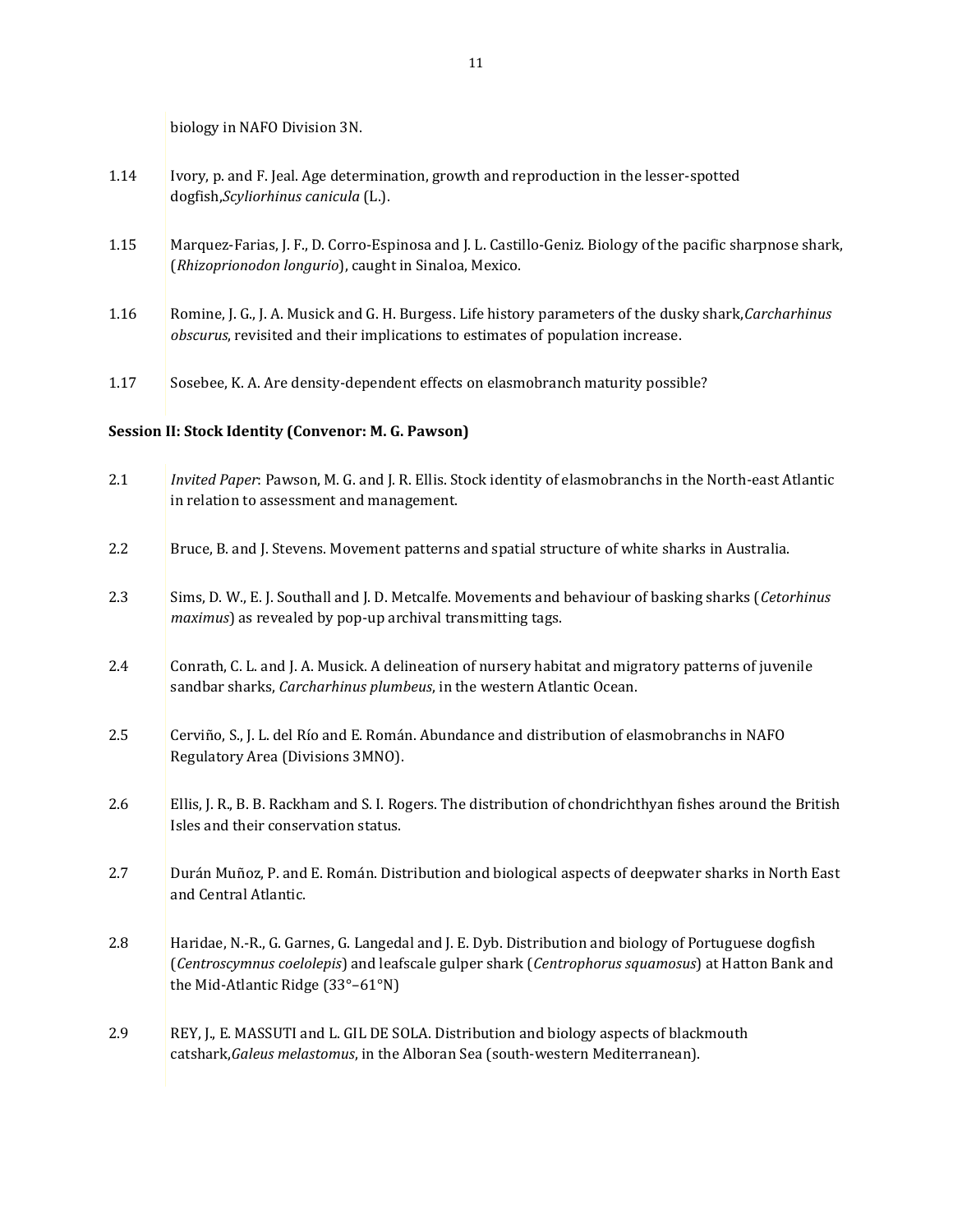biology in NAFO Division 3N.

1.14 Ivory, p. and F. Jeal. Age determination, growth and reproduction in the lesser-spotted dogfish,*Scyliorhinus canicula* (L.).

1.15 Marquez-Farias, J. F., D. Corro-Espinosa and J. L. Castillo-Geniz. Biology of the pacific sharpnose shark, (*Rhizoprionodon longurio*), caught in Sinaloa, Mexico.

1.16 Romine, J. G., J. A. Musick and G. H. Burgess. Life history parameters of the dusky shark,*Carcharhinus obscurus*, revisited and their implications to estimates of population increase.

1.17 Sosebee, K. A. Are density-dependent effects on elasmobranch maturity possible?

**Session II: Stock Identity (Convenor: M. G. Pawson)**

2.1 *Invited Paper*: Pawson, M. G. and J. R. Ellis. Stock identity of elasmobranchs in the North-east Atlantic in relation to assessment and management.

2.2 Bruce, B. and J. Stevens. Movement patterns and spatial structure of white sharks in Australia.

2.3 Sims, D. W., E. J. Southall and J. D. Metcalfe. Movements and behaviour of basking sharks (*Cetorhinus maximus*) as revealed by pop-up archival transmitting tags.

2.4 Conrath, C. L. and J. A. Musick. A delineation of nursery habitat and migratory patterns of juvenile sandbar sharks, *Carcharhinus plumbeus*, in the western Atlantic Ocean.

2.5 Cerviño, S., J. L. del Río and E. Román. Abundance and distribution of elasmobranchs in NAFO Regulatory Area (Divisions 3MNO).

2.6 Ellis, J. R., B. B. Rackham and S. I. Rogers. The distribution of chondrichthyan fishes around the British Isles and their conservation status.

2.7 Durán Muñoz, P. and E. Román. Distribution and biological aspects of deepwater sharks in North East and Central Atlantic.

2.8 Haridae, N.-R., G. Garnes, G. Langedal and J. E. Dyb. Distribution and biology of Portuguese dogfish (*Centroscymnus coelolepis*) and leafscale gulper shark (*Centrophorus squamosus*) at Hatton Bank and the Mid-Atlantic Ridge (33°–61°N)

2.9 REY, J., E. MASSUTI and L. GIL DE SOLA. Distribution and biology aspects of blackmouth catshark,*Galeus melastomus*, in the Alboran Sea (south-western Mediterranean).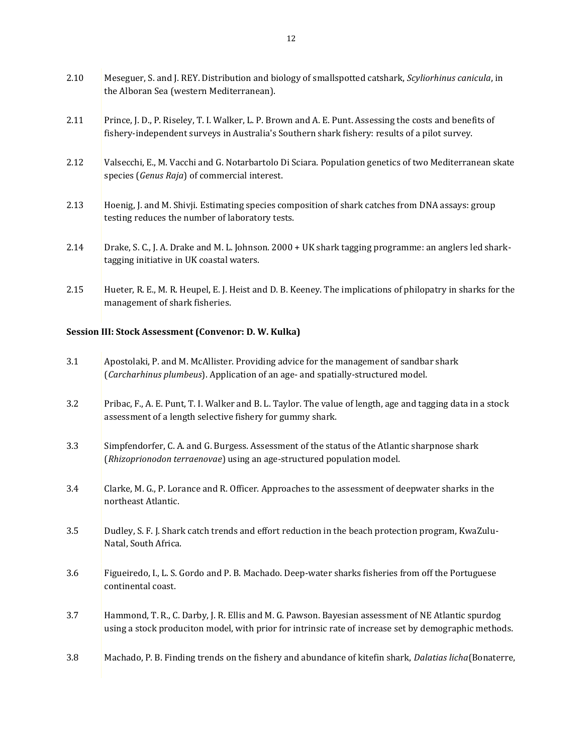2.10 Meseguer, S. and J. REY. Distribution and biology of smallspotted catshark, *Scyliorhinus canicula*, in the Alboran Sea (western Mediterranean).

2.11 Prince, J. D., P. Riseley, T. I. Walker, L. P. Brown and A. E. Punt. Assessing the costs and benefits of fishery-independent surveys in Australia's Southern shark fishery: results of a pilot survey.

2.12 Valsecchi, E., M. Vacchi and G. Notarbartolo Di Sciara. Population genetics of two Mediterranean skate species (*Genus Raja*) of commercial interest.

2.13 Hoenig, J. and M. Shivji. Estimating species composition of shark catches from DNA assays: group testing reduces the number of laboratory tests.

2.14 Drake, S. C., J. A. Drake and M. L. Johnson. 2000 + UK shark tagging programme: an anglers led shark-tagging initiative in UK coastal waters.

2.15 Hueter, R. E., M. R. Heupel, E. J. Heist and D. B. Keeney. The implications of philopatry in sharks for the management of shark fisheries.

**Session III: Stock Assessment (Convenor: D. W. Kulka)**

3.1 Apostolaki, P. and M. McAllister. Providing advice for the management of sandbar shark (*Carcharhinus plumbeus*). Application of an age- and spatially-structured model.

3.2 Pribac, F., A. E. Punt, T. I. Walker and B. L. Taylor. The value of length, age and tagging data in a stock assessment of a length selective fishery for gummy shark.

3.3 Simpfendorfer, C. A. and G. Burgess. Assessment of the status of the Atlantic sharpnose shark (*Rhizoprionodon terraenovae*) using an age-structured population model.

3.4 Clarke, M. G., P. Lorance and R. Officer. Approaches to the assessment of deepwater sharks in the northeast Atlantic.

3.5 Dudley, S. F. J. Shark catch trends and effort reduction in the beach protection program, KwaZulu-Natal, South Africa.

3.6 Figueiredo, I., L. S. Gordo and P. B. Machado. Deep-water sharks fisheries from off the Portuguese continental coast.

3.7 Hammond, T. R., C. Darby, J. R. Ellis and M. G. Pawson. Bayesian assessment of NE Atlantic spurdog using a stock produciton model, with prior for intrinsic rate of increase set by demographic methods.

3.8 Machado, P. B. Finding trends on the fishery and abundance of kitefin shark, *Dalatias licha*(Bonaterre,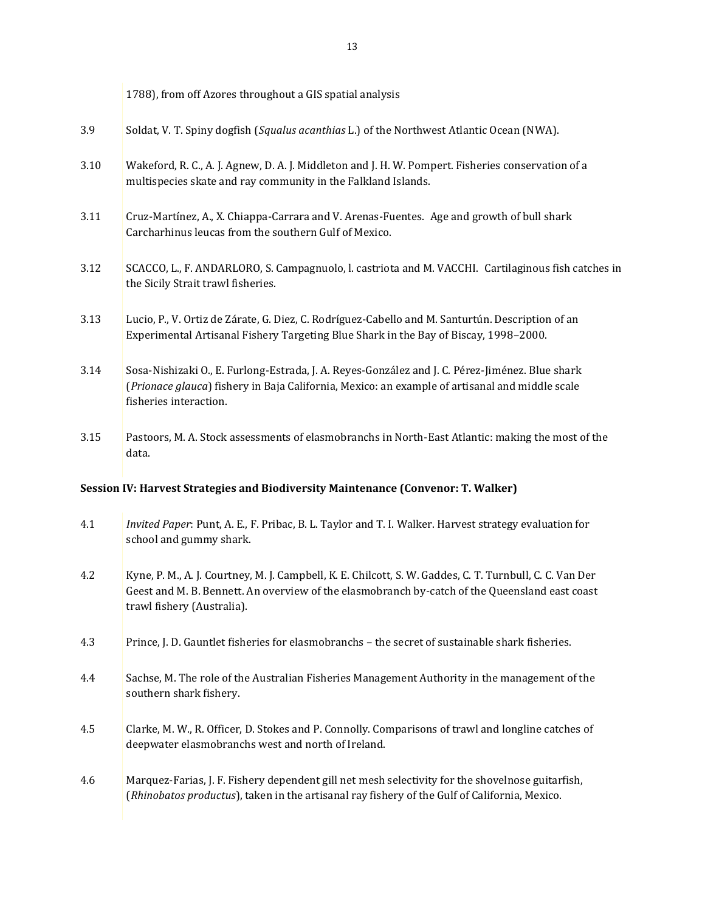1788), from off Azores throughout a GIS spatial analysis

3.9 Soldat, V. T. Spiny dogfish (*Squalus acanthias* L.) of the Northwest Atlantic Ocean (NWA).

3.10 Wakeford, R. C., A. J. Agnew, D. A. J. Middleton and J. H. W. Pompert. Fisheries conservation of a multispecies skate and ray community in the Falkland Islands.

3.11 Cruz-Martínez, A., X. Chiappa-Carrara and V. Arenas-Fuentes. Age and growth of bull shark Carcharhinus leucas from the southern Gulf of Mexico.

3.12 SCACCO, L., F. ANDARLORO, S. Campagnuolo, l. castriota and M. VACCHI. Cartilaginous fish catches in the Sicily Strait trawl fisheries.

3.13 Lucio, P., V. Ortiz de Zárate, G. Diez, C. Rodríguez-Cabello and M. Santurtún. Description of an Experimental Artisanal Fishery Targeting Blue Shark in the Bay of Biscay, 1998–2000.

3.14 Sosa-Nishizaki O., E. Furlong-Estrada, J. A. Reyes-González and J. C. Pérez-Jiménez. Blue shark (*Prionace glauca*) fishery in Baja California, Mexico: an example of artisanal and middle scale fisheries interaction.

3.15 Pastoors, M. A. Stock assessments of elasmobranchs in North-East Atlantic: making the most of the data.

**Session IV: Harvest Strategies and Biodiversity Maintenance (Convenor: T. Walker)**

4.1 *Invited Paper*: Punt, A. E., F. Pribac, B. L. Taylor and T. I. Walker. Harvest strategy evaluation for school and gummy shark.

4.2 Kyne, P. M., A. J. Courtney, M. J. Campbell, K. E. Chilcott, S. W. Gaddes, C. T. Turnbull, C. C. Van Der Geest and M. B. Bennett. An overview of the elasmobranch by-catch of the Queensland east coast trawl fishery (Australia).

4.3 Prince, J. D. Gauntlet fisheries for elasmobranchs – the secret of sustainable shark fisheries.

4.4 Sachse, M. The role of the Australian Fisheries Management Authority in the management of the southern shark fishery.

4.5 Clarke, M. W., R. Officer, D. Stokes and P. Connolly. Comparisons of trawl and longline catches of deepwater elasmobranchs west and north of Ireland.

4.6 Marquez-Farias, J. F. Fishery dependent gill net mesh selectivity for the shovelnose guitarfish, (*Rhinobatos productus*), taken in the artisanal ray fishery of the Gulf of California, Mexico.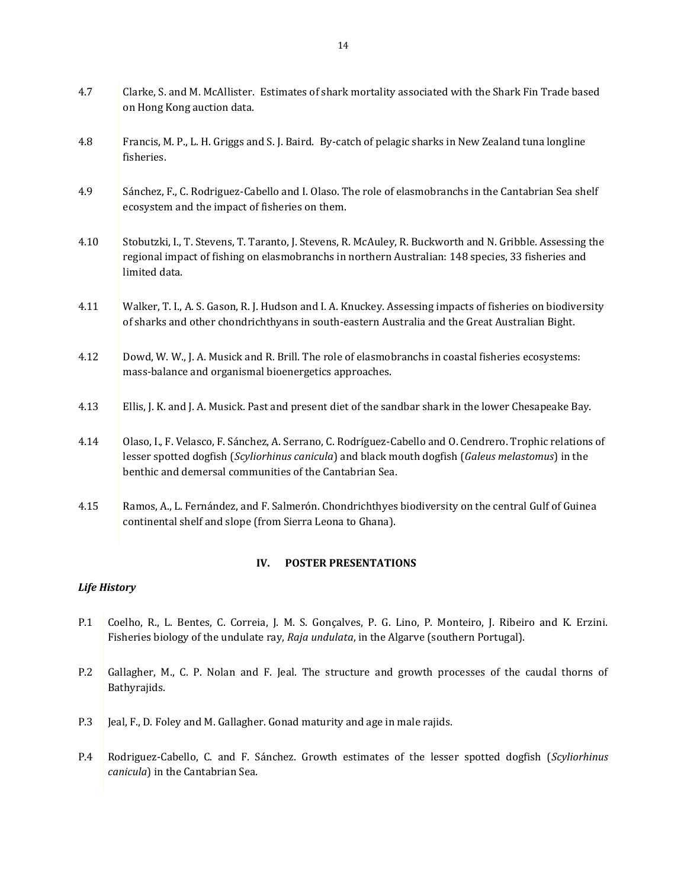4.7 Clarke, S. and M. McAllister. Estimates of shark mortality associated with the Shark Fin Trade based on Hong Kong auction data.

4.8 Francis, M. P., L. H. Griggs and S. J. Baird. By-catch of pelagic sharks in New Zealand tuna longline fisheries.

4.9 Sánchez, F., C. Rodriguez-Cabello and I. Olaso. The role of elasmobranchs in the Cantabrian Sea shelf ecosystem and the impact of fisheries on them.

4.10 Stobutzki, I., T. Stevens, T. Taranto, J. Stevens, R. McAuley, R. Buckworth and N. Gribble. Assessing the regional impact of fishing on elasmobranchs in northern Australian: 148 species, 33 fisheries and limited data.

4.11 Walker, T. I., A. S. Gason, R. J. Hudson and I. A. Knuckey. Assessing impacts of fisheries on biodiversity of sharks and other chondrichthyans in south-eastern Australia and the Great Australian Bight.

4.12 Dowd, W. W., J. A. Musick and R. Brill. The role of elasmobranchs in coastal fisheries ecosystems: mass-balance and organismal bioenergetics approaches.

4.13 Ellis, J. K. and J. A. Musick. Past and present diet of the sandbar shark in the lower Chesapeake Bay.

4.14 Olaso, I., F. Velasco, F. Sánchez, A. Serrano, C. Rodríguez-Cabello and O. Cendrero. Trophic relations of lesser spotted dogfish (*Scyliorhinus canicula*) and black mouth dogfish (*Galeus melastomus*) in the benthic and demersal communities of the Cantabrian Sea.

4.15 Ramos, A., L. Fernández, and F. Salmerón. Chondrichthyes biodiversity on the central Gulf of Guinea continental shelf and slope (from Sierra Leona to Ghana).

## IV. POSTER PRESENTATIONS

### *Life History*

P.1 Coelho, R., L. Bentes, C. Correia, J. M. S. Gonçalves, P. G. Lino, P. Monteiro, J. Ribeiro and K. Erzini. Fisheries biology of the undulate ray, *Raja undulata*, in the Algarve (southern Portugal).

P.2 Gallagher, M., C. P. Nolan and F. Jeal. The structure and growth processes of the caudal thorns of Bathyrajids.

P.3 Jeal, F., D. Foley and M. Gallagher. Gonad maturity and age in male rajids.

P.4 Rodriguez-Cabello, C. and F. Sánchez. Growth estimates of the lesser spotted dogfish (*Scyliorhinus canicula*) in the Cantabrian Sea.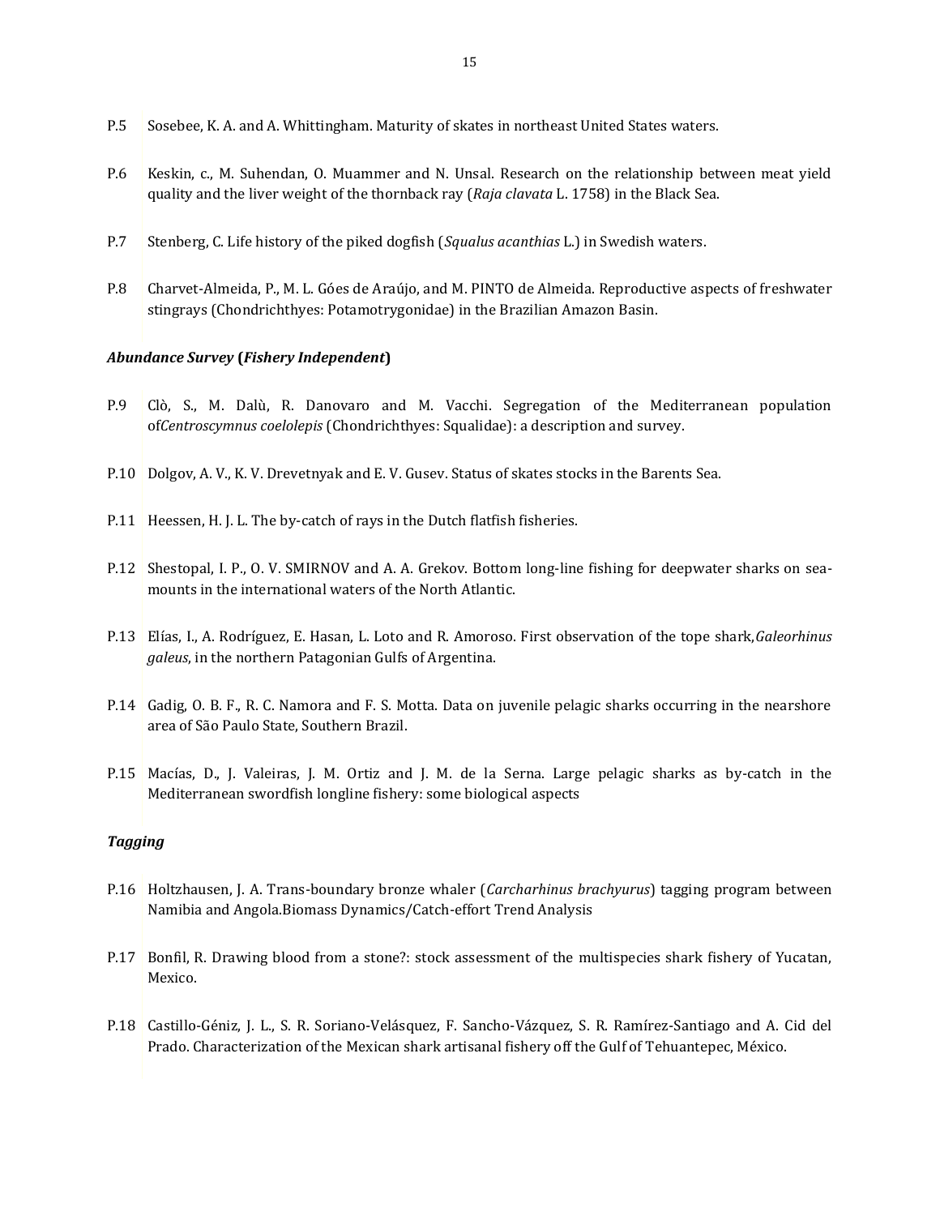P.5 Sosebee, K. A. and A. Whittingham. Maturity of skates in northeast United States waters.

P.6 Keskin, c., M. Suhendan, O. Muammer and N. Unsal. Research on the relationship between meat yield quality and the liver weight of the thornback ray (*Raja clavata* L. 1758) in the Black Sea.

P.7 Stenberg, C. Life history of the piked dogfish (*Squalus acanthias* L.) in Swedish waters.

P.8 Charvet-Almeida, P., M. L. Góes de Araújo, and M. PINTO de Almeida. Reproductive aspects of freshwater stingrays (Chondrichthyes: Potamotrygonidae) in the Brazilian Amazon Basin.

### *Abundance Survey* **(*Fishery Independent*)**

P.9 Clò, S., M. Dalù, R. Danovaro and M. Vacchi. Segregation of the Mediterranean population of*Centroscymnus coelolepis* (Chondrichthyes: Squalidae): a description and survey.

P.10 Dolgov, A. V., K. V. Drevetnyak and E. V. Gusev. Status of skates stocks in the Barents Sea.

P.11 Heessen, H. J. L. The by-catch of rays in the Dutch flatfish fisheries.

P.12 Shestopal, I. P., O. V. SMIRNOV and A. A. Grekov. Bottom long-line fishing for deepwater sharks on sea-mounts in the international waters of the North Atlantic.

P.13 Elías, I., A. Rodríguez, E. Hasan, L. Loto and R. Amoroso. First observation of the tope shark,*Galeorhinus galeus*, in the northern Patagonian Gulfs of Argentina.

P.14 Gadig, O. B. F., R. C. Namora and F. S. Motta. Data on juvenile pelagic sharks occurring in the nearshore area of São Paulo State, Southern Brazil.

P.15 Macías, D., J. Valeiras, J. M. Ortiz and J. M. de la Serna. Large pelagic sharks as by-catch in the Mediterranean swordfish longline fishery: some biological aspects

### *Tagging*

P.16 Holtzhausen, J. A. Trans-boundary bronze whaler (*Carcharhinus brachyurus*) tagging program between Namibia and Angola.Biomass Dynamics/Catch-effort Trend Analysis

P.17 Bonfil, R. Drawing blood from a stone?: stock assessment of the multispecies shark fishery of Yucatan, Mexico.

P.18 Castillo-Géniz, J. L., S. R. Soriano-Velásquez, F. Sancho-Vázquez, S. R. Ramírez-Santiago and A. Cid del Prado. Characterization of the Mexican shark artisanal fishery off the Gulf of Tehuantepec, México.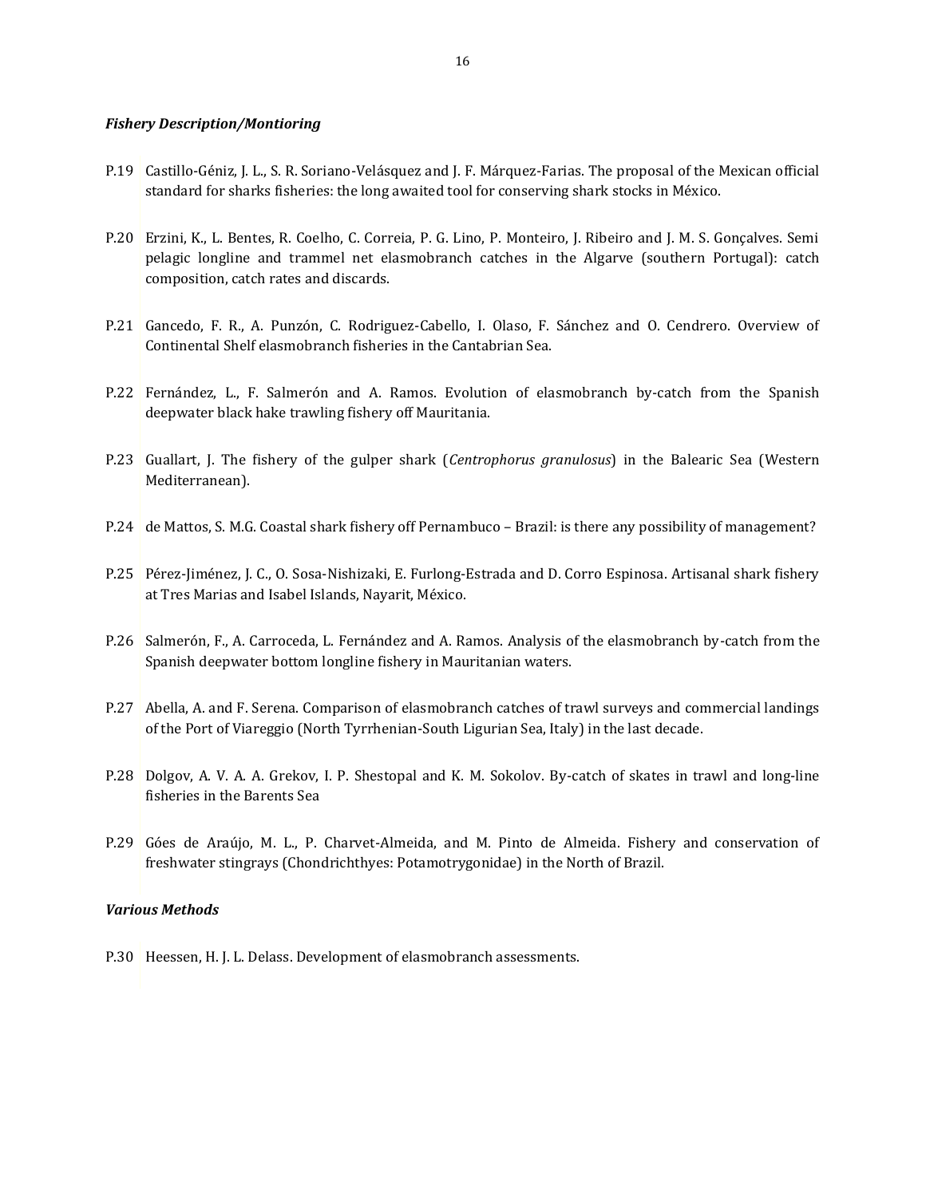### *Fishery Description/Montioring*

P.19 Castillo-Géniz, J. L., S. R. Soriano-Velásquez and J. F. Márquez-Farias. The proposal of the Mexican official standard for sharks fisheries: the long awaited tool for conserving shark stocks in México.

P.20 Erzini, K., L. Bentes, R. Coelho, C. Correia, P. G. Lino, P. Monteiro, J. Ribeiro and J. M. S. Gonçalves. Semi pelagic longline and trammel net elasmobranch catches in the Algarve (southern Portugal): catch composition, catch rates and discards.

P.21 Gancedo, F. R., A. Punzón, C. Rodriguez-Cabello, I. Olaso, F. Sánchez and O. Cendrero. Overview of Continental Shelf elasmobranch fisheries in the Cantabrian Sea.

P.22 Fernández, L., F. Salmerón and A. Ramos. Evolution of elasmobranch by-catch from the Spanish deepwater black hake trawling fishery off Mauritania.

P.23 Guallart, J. The fishery of the gulper shark (*Centrophorus granulosus*) in the Balearic Sea (Western Mediterranean).

P.24 de Mattos, S. M.G. Coastal shark fishery off Pernambuco – Brazil: is there any possibility of management?

P.25 Pérez-Jiménez, J. C., O. Sosa-Nishizaki, E. Furlong-Estrada and D. Corro Espinosa. Artisanal shark fishery at Tres Marias and Isabel Islands, Nayarit, México.

P.26 Salmerón, F., A. Carroceda, L. Fernández and A. Ramos. Analysis of the elasmobranch by-catch from the Spanish deepwater bottom longline fishery in Mauritanian waters.

P.27 Abella, A. and F. Serena. Comparison of elasmobranch catches of trawl surveys and commercial landings of the Port of Viareggio (North Tyrrhenian-South Ligurian Sea, Italy) in the last decade.

P.28 Dolgov, A. V. A. A. Grekov, I. P. Shestopal and K. M. Sokolov. By-catch of skates in trawl and long-line fisheries in the Barents Sea

P.29 Góes de Araújo, M. L., P. Charvet-Almeida, and M. Pinto de Almeida. Fishery and conservation of freshwater stingrays (Chondrichthyes: Potamotrygonidae) in the North of Brazil.

### *Various Methods*

P.30 Heessen, H. J. L. Delass. Development of elasmobranch assessments.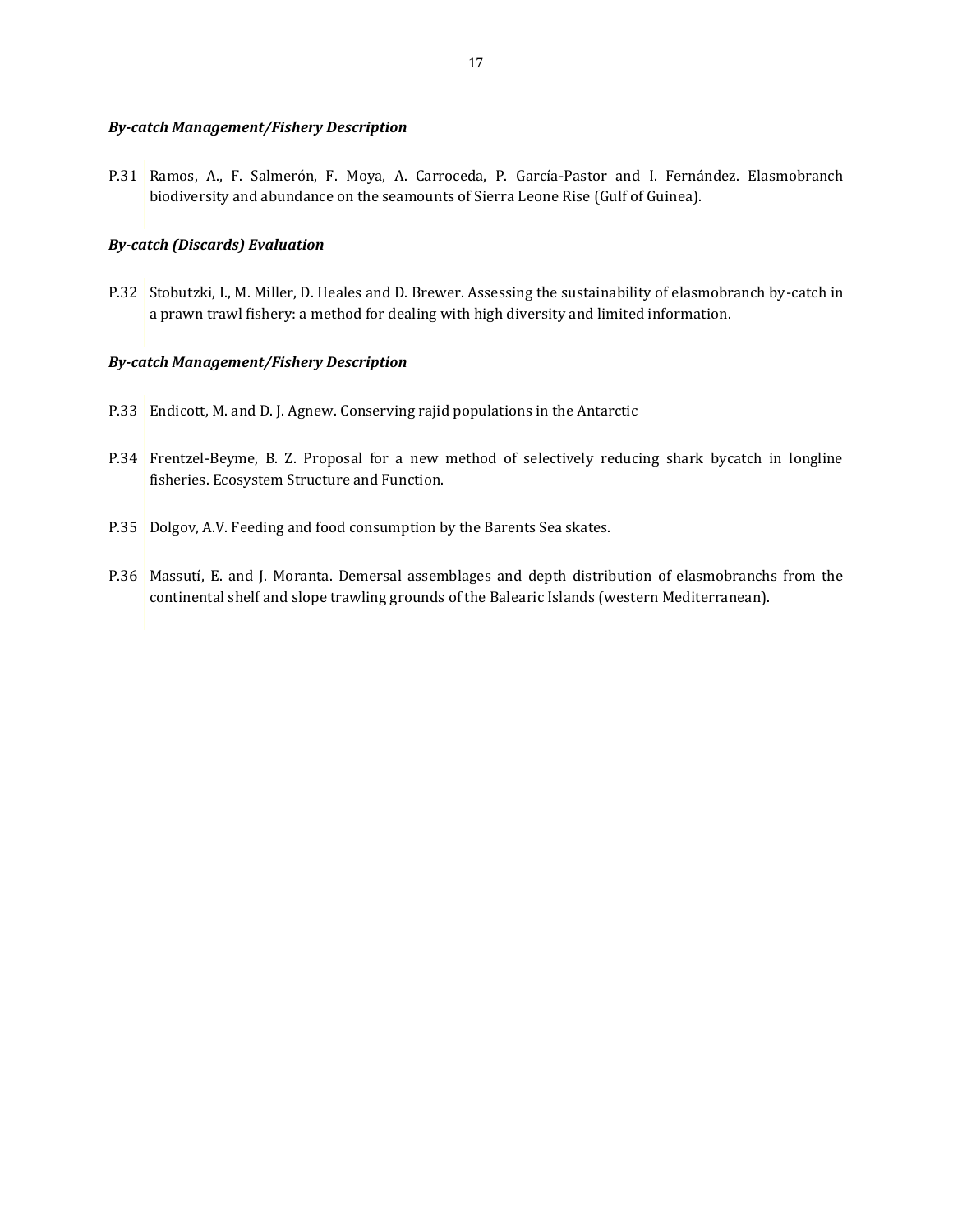### *By-catch Management/Fishery Description*

P.31 Ramos, A., F. Salmerón, F. Moya, A. Carroceda, P. García-Pastor and I. Fernández. Elasmobranch biodiversity and abundance on the seamounts of Sierra Leone Rise (Gulf of Guinea).

### *By-catch (Discards) Evaluation*

P.32 Stobutzki, I., M. Miller, D. Heales and D. Brewer. Assessing the sustainability of elasmobranch by-catch in a prawn trawl fishery: a method for dealing with high diversity and limited information.

### *By-catch Management/Fishery Description*

P.33 Endicott, M. and D. J. Agnew. Conserving rajid populations in the Antarctic

P.34 Frentzel-Beyme, B. Z. Proposal for a new method of selectively reducing shark bycatch in longline fisheries. Ecosystem Structure and Function.

P.35 Dolgov, A.V. Feeding and food consumption by the Barents Sea skates.

P.36 Massutí, E. and J. Moranta. Demersal assemblages and depth distribution of elasmobranchs from the continental shelf and slope trawling grounds of the Balearic Islands (western Mediterranean).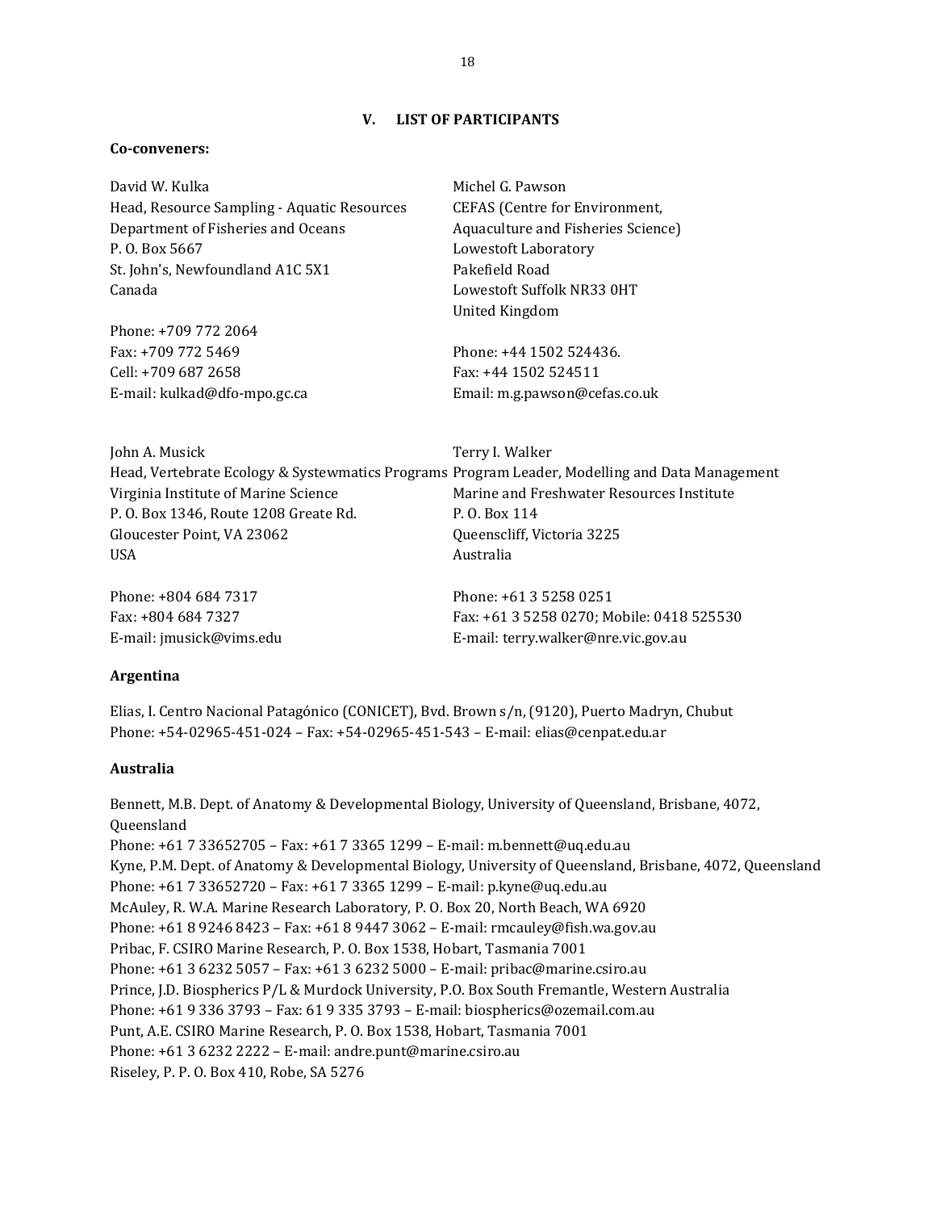## V. LIST OF PARTICIPANTS

**Co-conveners:**

David W. Kulka
Head, Resource Sampling - Aquatic Resources
Department of Fisheries and Oceans
P. O. Box 5667
St. John's, Newfoundland A1C 5X1
Canada

Phone: +709 772 2064
Fax: +709 772 5469
Cell: +709 687 2658
E-mail: kulkad@dfo-mpo.gc.ca

Michel G. Pawson
CEFAS (Centre for Environment, Aquaculture and Fisheries Science)
Lowestoft Laboratory
Pakefield Road
Lowestoft Suffolk NR33 0HT
United Kingdom

Phone: +44 1502 524436.
Fax: +44 1502 524511
Email: m.g.pawson@cefas.co.uk

John A. Musick
Head, Vertebrate Ecology & Systewmatics Programs
Virginia Institute of Marine Science
P. O. Box 1346, Route 1208 Greate Rd.
Gloucester Point, VA 23062
USA

Phone: +804 684 7317
Fax: +804 684 7327
E-mail: jmusick@vims.edu

Terry I. Walker
Program Leader, Modelling and Data Management
Marine and Freshwater Resources Institute
P. O. Box 114
Queenscliff, Victoria 3225
Australia

Phone: +61 3 5258 0251
Fax: +61 3 5258 0270; Mobile: 0418 525530
E-mail: terry.walker@nre.vic.gov.au

**Argentina**

Elias, I. Centro Nacional Patagónico (CONICET), Bvd. Brown s/n, (9120), Puerto Madryn, Chubut
Phone: +54-02965-451-024 – Fax: +54-02965-451-543 – E-mail: elias@cenpat.edu.ar

**Australia**

Bennett, M.B. Dept. of Anatomy & Developmental Biology, University of Queensland, Brisbane, 4072, Queensland
Phone: +61 7 33652705 – Fax: +61 7 3365 1299 – E-mail: m.bennett@uq.edu.au
Kyne, P.M. Dept. of Anatomy & Developmental Biology, University of Queensland, Brisbane, 4072, Queensland
Phone: +61 7 33652720 – Fax: +61 7 3365 1299 – E-mail: p.kyne@uq.edu.au
McAuley, R. W.A. Marine Research Laboratory, P. O. Box 20, North Beach, WA 6920
Phone: +61 8 9246 8423 – Fax: +61 8 9447 3062 – E-mail: rmcauley@fish.wa.gov.au
Pribac, F. CSIRO Marine Research, P. O. Box 1538, Hobart, Tasmania 7001
Phone: +61 3 6232 5057 – Fax: +61 3 6232 5000 – E-mail: pribac@marine.csiro.au
Prince, J.D. Biospherics P/L & Murdock University, P.O. Box South Fremantle, Western Australia
Phone: +61 9 336 3793 – Fax: 61 9 335 3793 – E-mail: biospherics@ozemail.com.au
Punt, A.E. CSIRO Marine Research, P. O. Box 1538, Hobart, Tasmania 7001
Phone: +61 3 6232 2222 – E-mail: andre.punt@marine.csiro.au
Riseley, P. P. O. Box 410, Robe, SA 5276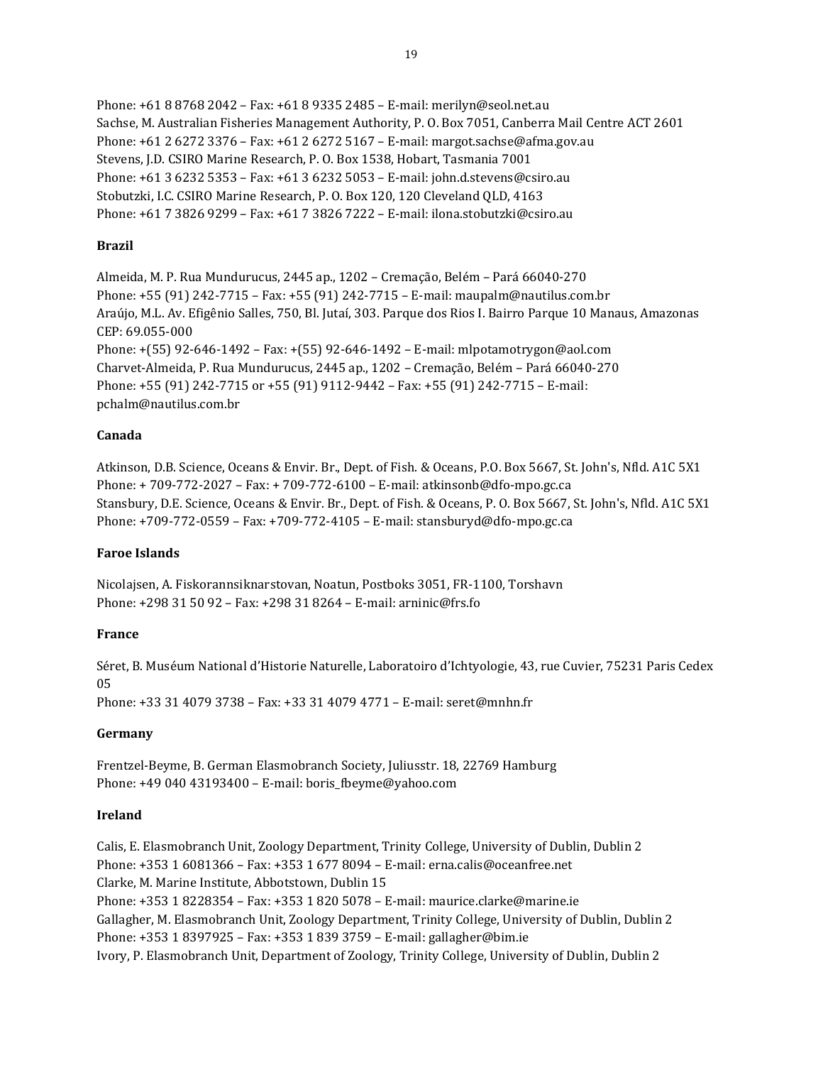Phone: +61 8 8768 2042 – Fax: +61 8 9335 2485 – E-mail: merilyn@seol.net.au
Sachse, M. Australian Fisheries Management Authority, P. O. Box 7051, Canberra Mail Centre ACT 2601
Phone: +61 2 6272 3376 – Fax: +61 2 6272 5167 – E-mail: margot.sachse@afma.gov.au
Stevens, J.D. CSIRO Marine Research, P. O. Box 1538, Hobart, Tasmania 7001
Phone: +61 3 6232 5353 – Fax: +61 3 6232 5053 – E-mail: john.d.stevens@csiro.au
Stobutzki, I.C. CSIRO Marine Research, P. O. Box 120, 120 Cleveland QLD, 4163
Phone: +61 7 3826 9299 – Fax: +61 7 3826 7222 – E-mail: ilona.stobutzki@csiro.au

**Brazil**

Almeida, M. P. Rua Mundurucus, 2445 ap., 1202 – Cremação, Belém – Pará 66040-270
Phone: +55 (91) 242-7715 – Fax: +55 (91) 242-7715 – E-mail: maupalm@nautilus.com.br
Araújo, M.L. Av. Efigênio Salles, 750, Bl. Jutaí, 303. Parque dos Rios I. Bairro Parque 10 Manaus, Amazonas CEP: 69.055-000
Phone: +(55) 92-646-1492 – Fax: +(55) 92-646-1492 – E-mail: mlpotamotrygon@aol.com
Charvet-Almeida, P. Rua Mundurucus, 2445 ap., 1202 – Cremação, Belém – Pará 66040-270
Phone: +55 (91) 242-7715 or +55 (91) 9112-9442 – Fax: +55 (91) 242-7715 – E-mail: pchalm@nautilus.com.br

**Canada**

Atkinson, D.B. Science, Oceans & Envir. Br., Dept. of Fish. & Oceans, P.O. Box 5667, St. John's, Nfld. A1C 5X1
Phone: + 709-772-2027 – Fax: + 709-772-6100 – E-mail: atkinsonb@dfo-mpo.gc.ca
Stansbury, D.E. Science, Oceans & Envir. Br., Dept. of Fish. & Oceans, P. O. Box 5667, St. John's, Nfld. A1C 5X1
Phone: +709-772-0559 – Fax: +709-772-4105 – E-mail: stansburyd@dfo-mpo.gc.ca

**Faroe Islands**

Nicolajsen, A. Fiskorannsiknarstovan, Noatun, Postboks 3051, FR-1100, Torshavn
Phone: +298 31 50 92 – Fax: +298 31 8264 – E-mail: arninic@frs.fo

**France**

Séret, B. Muséum National d'Historie Naturelle, Laboratoiro d'Ichtyologie, 43, rue Cuvier, 75231 Paris Cedex 05
Phone: +33 31 4079 3738 – Fax: +33 31 4079 4771 – E-mail: seret@mnhn.fr

**Germany**

Frentzel-Beyme, B. German Elasmobranch Society, Juliusstr. 18, 22769 Hamburg
Phone: +49 040 43193400 – E-mail: boris_fbeyme@yahoo.com

**Ireland**

Calis, E. Elasmobranch Unit, Zoology Department, Trinity College, University of Dublin, Dublin 2
Phone: +353 1 6081366 – Fax: +353 1 677 8094 – E-mail: erna.calis@oceanfree.net
Clarke, M. Marine Institute, Abbotstown, Dublin 15
Phone: +353 1 8228354 – Fax: +353 1 820 5078 – E-mail: maurice.clarke@marine.ie
Gallagher, M. Elasmobranch Unit, Zoology Department, Trinity College, University of Dublin, Dublin 2
Phone: +353 1 8397925 – Fax: +353 1 839 3759 – E-mail: gallagher@bim.ie
Ivory, P. Elasmobranch Unit, Department of Zoology, Trinity College, University of Dublin, Dublin 2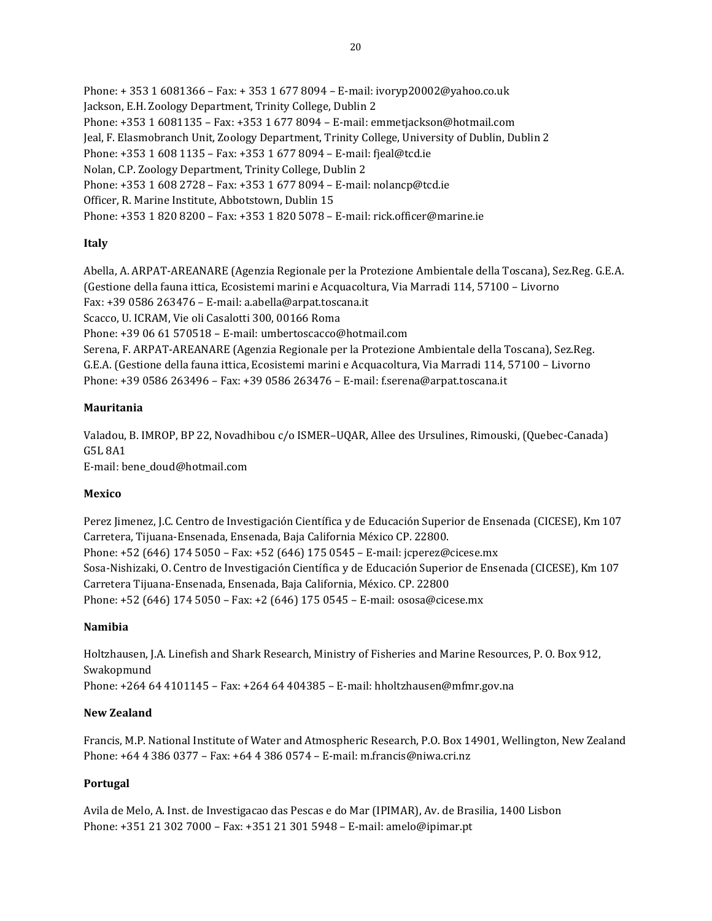Phone: + 353 1 6081366 – Fax: + 353 1 677 8094 – E-mail: ivoryp20002@yahoo.co.uk
Jackson, E.H. Zoology Department, Trinity College, Dublin 2
Phone: +353 1 6081135 – Fax: +353 1 677 8094 – E-mail: emmetjackson@hotmail.com
Jeal, F. Elasmobranch Unit, Zoology Department, Trinity College, University of Dublin, Dublin 2
Phone: +353 1 608 1135 – Fax: +353 1 677 8094 – E-mail: fjeal@tcd.ie
Nolan, C.P. Zoology Department, Trinity College, Dublin 2
Phone: +353 1 608 2728 – Fax: +353 1 677 8094 – E-mail: nolancp@tcd.ie
Officer, R. Marine Institute, Abbotstown, Dublin 15
Phone: +353 1 820 8200 – Fax: +353 1 820 5078 – E-mail: rick.officer@marine.ie

**Italy**

Abella, A. ARPAT-AREANARE (Agenzia Regionale per la Protezione Ambientale della Toscana), Sez.Reg. G.E.A. (Gestione della fauna ittica, Ecosistemi marini e Acquacoltura, Via Marradi 114, 57100 – Livorno
Fax: +39 0586 263476 – E-mail: a.abella@arpat.toscana.it
Scacco, U. ICRAM, Vie oli Casalotti 300, 00166 Roma
Phone: +39 06 61 570518 – E-mail: umbertoscacco@hotmail.com
Serena, F. ARPAT-AREANARE (Agenzia Regionale per la Protezione Ambientale della Toscana), Sez.Reg. G.E.A. (Gestione della fauna ittica, Ecosistemi marini e Acquacoltura, Via Marradi 114, 57100 – Livorno
Phone: +39 0586 263496 – Fax: +39 0586 263476 – E-mail: f.serena@arpat.toscana.it

**Mauritania**

Valadou, B. IMROP, BP 22, Novadhibou c/o ISMER–UQAR, Allee des Ursulines, Rimouski, (Quebec-Canada) G5L 8A1
E-mail: bene_doud@hotmail.com

**Mexico**

Perez Jimenez, J.C. Centro de Investigación Científica y de Educación Superior de Ensenada (CICESE), Km 107 Carretera, Tijuana-Ensenada, Ensenada, Baja California México CP. 22800.
Phone: +52 (646) 174 5050 – Fax: +52 (646) 175 0545 – E-mail: jcperez@cicese.mx
Sosa-Nishizaki, O. Centro de Investigación Científica y de Educación Superior de Ensenada (CICESE), Km 107 Carretera Tijuana-Ensenada, Ensenada, Baja California, México. CP. 22800
Phone: +52 (646) 174 5050 – Fax: +2 (646) 175 0545 – E-mail: ososa@cicese.mx

**Namibia**

Holtzhausen, J.A. Linefish and Shark Research, Ministry of Fisheries and Marine Resources, P. O. Box 912, Swakopmund
Phone: +264 64 4101145 – Fax: +264 64 404385 – E-mail: hholtzhausen@mfmr.gov.na

**New Zealand**

Francis, M.P. National Institute of Water and Atmospheric Research, P.O. Box 14901, Wellington, New Zealand
Phone: +64 4 386 0377 – Fax: +64 4 386 0574 – E-mail: m.francis@niwa.cri.nz

**Portugal**

Avila de Melo, A. Inst. de Investigacao das Pescas e do Mar (IPIMAR), Av. de Brasilia, 1400 Lisbon
Phone: +351 21 302 7000 – Fax: +351 21 301 5948 – E-mail: amelo@ipimar.pt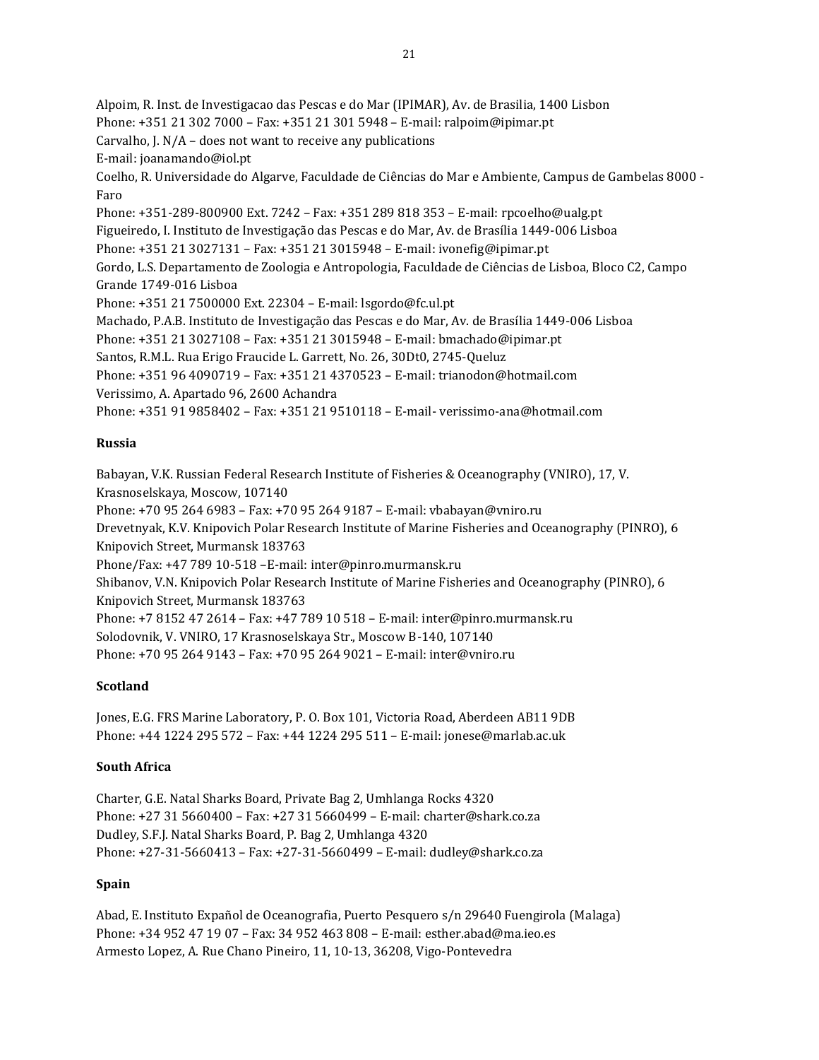Alpoim, R. Inst. de Investigacao das Pescas e do Mar (IPIMAR), Av. de Brasilia, 1400 Lisbon
Phone: +351 21 302 7000 – Fax: +351 21 301 5948 – E-mail: ralpoim@ipimar.pt
Carvalho, J. N/A – does not want to receive any publications
E-mail: joanamando@iol.pt
Coelho, R. Universidade do Algarve, Faculdade de Ciências do Mar e Ambiente, Campus de Gambelas 8000 - Faro
Phone: +351-289-800900 Ext. 7242 – Fax: +351 289 818 353 – E-mail: rpcoelho@ualg.pt
Figueiredo, I. Instituto de Investigação das Pescas e do Mar, Av. de Brasília 1449-006 Lisboa
Phone: +351 21 3027131 – Fax: +351 21 3015948 – E-mail: ivonefig@ipimar.pt
Gordo, L.S. Departamento de Zoologia e Antropologia, Faculdade de Ciências de Lisboa, Bloco C2, Campo Grande 1749-016 Lisboa
Phone: +351 21 7500000 Ext. 22304 – E-mail: lsgordo@fc.ul.pt
Machado, P.A.B. Instituto de Investigação das Pescas e do Mar, Av. de Brasília 1449-006 Lisboa
Phone: +351 21 3027108 – Fax: +351 21 3015948 – E-mail: bmachado@ipimar.pt
Santos, R.M.L. Rua Erigo Fraucide L. Garrett, No. 26, 30Dt0, 2745-Queluz
Phone: +351 96 4090719 – Fax: +351 21 4370523 – E-mail: trianodon@hotmail.com
Verissimo, A. Apartado 96, 2600 Achandra
Phone: +351 91 9858402 – Fax: +351 21 9510118 – E-mail- verissimo-ana@hotmail.com

**Russia**

Babayan, V.K. Russian Federal Research Institute of Fisheries & Oceanography (VNIRO), 17, V. Krasnoselskaya, Moscow, 107140
Phone: +70 95 264 6983 – Fax: +70 95 264 9187 – E-mail: vbabayan@vniro.ru
Drevetnyak, K.V. Knipovich Polar Research Institute of Marine Fisheries and Oceanography (PINRO), 6 Knipovich Street, Murmansk 183763
Phone/Fax: +47 789 10-518 –E-mail: inter@pinro.murmansk.ru
Shibanov, V.N. Knipovich Polar Research Institute of Marine Fisheries and Oceanography (PINRO), 6 Knipovich Street, Murmansk 183763
Phone: +7 8152 47 2614 – Fax: +47 789 10 518 – E-mail: inter@pinro.murmansk.ru
Solodovnik, V. VNIRO, 17 Krasnoselskaya Str., Moscow B-140, 107140
Phone: +70 95 264 9143 – Fax: +70 95 264 9021 – E-mail: inter@vniro.ru

**Scotland**

Jones, E.G. FRS Marine Laboratory, P. O. Box 101, Victoria Road, Aberdeen AB11 9DB
Phone: +44 1224 295 572 – Fax: +44 1224 295 511 – E-mail: jonese@marlab.ac.uk

**South Africa**

Charter, G.E. Natal Sharks Board, Private Bag 2, Umhlanga Rocks 4320
Phone: +27 31 5660400 – Fax: +27 31 5660499 – E-mail: charter@shark.co.za
Dudley, S.F.J. Natal Sharks Board, P. Bag 2, Umhlanga 4320
Phone: +27-31-5660413 – Fax: +27-31-5660499 – E-mail: dudley@shark.co.za

**Spain**

Abad, E. Instituto Expañol de Oceanografia, Puerto Pesquero s/n 29640 Fuengirola (Malaga)
Phone: +34 952 47 19 07 – Fax: 34 952 463 808 – E-mail: esther.abad@ma.ieo.es
Armesto Lopez, A. Rue Chano Pineiro, 11, 10-13, 36208, Vigo-Pontevedra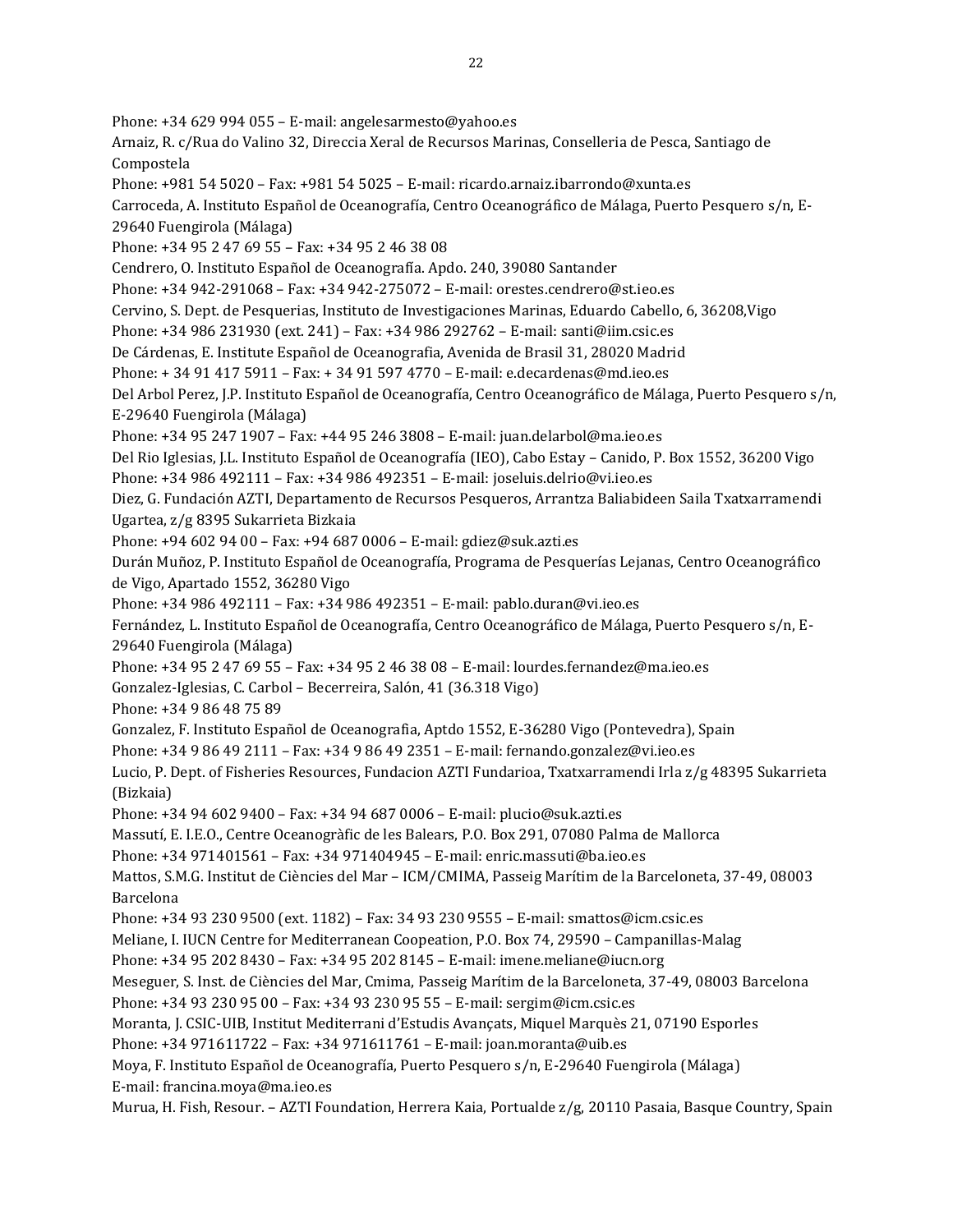Phone: +34 629 994 055 – E-mail: angelesarmesto@yahoo.es

Arnaiz, R. c/Rua do Valino 32, Direccia Xeral de Recursos Marinas, Conselleria de Pesca, Santiago de Compostela

Phone: +981 54 5020 – Fax: +981 54 5025 – E-mail: ricardo.arnaiz.ibarrondo@xunta.es

Carroceda, A. Instituto Español de Oceanografía, Centro Oceanográfico de Málaga, Puerto Pesquero s/n, E-29640 Fuengirola (Málaga)

Phone: +34 95 2 47 69 55 – Fax: +34 95 2 46 38 08

Cendrero, O. Instituto Español de Oceanografía. Apdo. 240, 39080 Santander

Phone: +34 942-291068 – Fax: +34 942-275072 – E-mail: orestes.cendrero@st.ieo.es

Cervino, S. Dept. de Pesquerias, Instituto de Investigaciones Marinas, Eduardo Cabello, 6, 36208,Vigo

Phone: +34 986 231930 (ext. 241) – Fax: +34 986 292762 – E-mail: santi@iim.csic.es

De Cárdenas, E. Institute Español de Oceanografia, Avenida de Brasil 31, 28020 Madrid

Phone: + 34 91 417 5911 – Fax: + 34 91 597 4770 – E-mail: e.decardenas@md.ieo.es

Del Arbol Perez, J.P. Instituto Español de Oceanografía, Centro Oceanográfico de Málaga, Puerto Pesquero s/n, E-29640 Fuengirola (Málaga)

Phone: +34 95 247 1907 – Fax: +44 95 246 3808 – E-mail: juan.delarbol@ma.ieo.es

Del Rio Iglesias, J.L. Instituto Español de Oceanografía (IEO), Cabo Estay – Canido, P. Box 1552, 36200 Vigo

Phone: +34 986 492111 – Fax: +34 986 492351 – E-mail: joseluis.delrio@vi.ieo.es

Diez, G. Fundación AZTI, Departamento de Recursos Pesqueros, Arrantza Baliabideen Saila Txatxarramendi Ugartea, z/g 8395 Sukarrieta Bizkaia

Phone: +94 602 94 00 – Fax: +94 687 0006 – E-mail: gdiez@suk.azti.es

Durán Muñoz, P. Instituto Español de Oceanografía, Programa de Pesquerías Lejanas, Centro Oceanográfico de Vigo, Apartado 1552, 36280 Vigo

Phone: +34 986 492111 – Fax: +34 986 492351 – E-mail: pablo.duran@vi.ieo.es

Fernández, L. Instituto Español de Oceanografía, Centro Oceanográfico de Málaga, Puerto Pesquero s/n, E-29640 Fuengirola (Málaga)

Phone: +34 95 2 47 69 55 – Fax: +34 95 2 46 38 08 – E-mail: lourdes.fernandez@ma.ieo.es

Gonzalez-Iglesias, C. Carbol – Becerreira, Salón, 41 (36.318 Vigo)

Phone: +34 9 86 48 75 89

Gonzalez, F. Instituto Español de Oceanografia, Aptdo 1552, E-36280 Vigo (Pontevedra), Spain

Phone: +34 9 86 49 2111 – Fax: +34 9 86 49 2351 – E-mail: fernando.gonzalez@vi.ieo.es

Lucio, P. Dept. of Fisheries Resources, Fundacion AZTI Fundarioa, Txatxarramendi Irla z/g 48395 Sukarrieta (Bizkaia)

Phone: +34 94 602 9400 – Fax: +34 94 687 0006 – E-mail: plucio@suk.azti.es

Massutí, E. I.E.O., Centre Oceanogràfic de les Balears, P.O. Box 291, 07080 Palma de Mallorca

Phone: +34 971401561 – Fax: +34 971404945 – E-mail: enric.massuti@ba.ieo.es

Mattos, S.M.G. Institut de Ciències del Mar – ICM/CMIMA, Passeig Marítim de la Barceloneta, 37-49, 08003 Barcelona

Phone: +34 93 230 9500 (ext. 1182) – Fax: 34 93 230 9555 – E-mail: smattos@icm.csic.es

Meliane, I. IUCN Centre for Mediterranean Coopeation, P.O. Box 74, 29590 – Campanillas-Malag

Phone: +34 95 202 8430 – Fax: +34 95 202 8145 – E-mail: imene.meliane@iucn.org

Meseguer, S. Inst. de Ciències del Mar, Cmima, Passeig Marítim de la Barceloneta, 37-49, 08003 Barcelona

Phone: +34 93 230 95 00 – Fax: +34 93 230 95 55 – E-mail: sergim@icm.csic.es

Moranta, J. CSIC-UIB, Institut Mediterrani d'Estudis Avançats, Miquel Marquès 21, 07190 Esporles

Phone: +34 971611722 – Fax: +34 971611761 – E-mail: joan.moranta@uib.es

Moya, F. Instituto Español de Oceanografía, Puerto Pesquero s/n, E-29640 Fuengirola (Málaga)

E-mail: francina.moya@ma.ieo.es

Murua, H. Fish, Resour. – AZTI Foundation, Herrera Kaia, Portualde z/g, 20110 Pasaia, Basque Country, Spain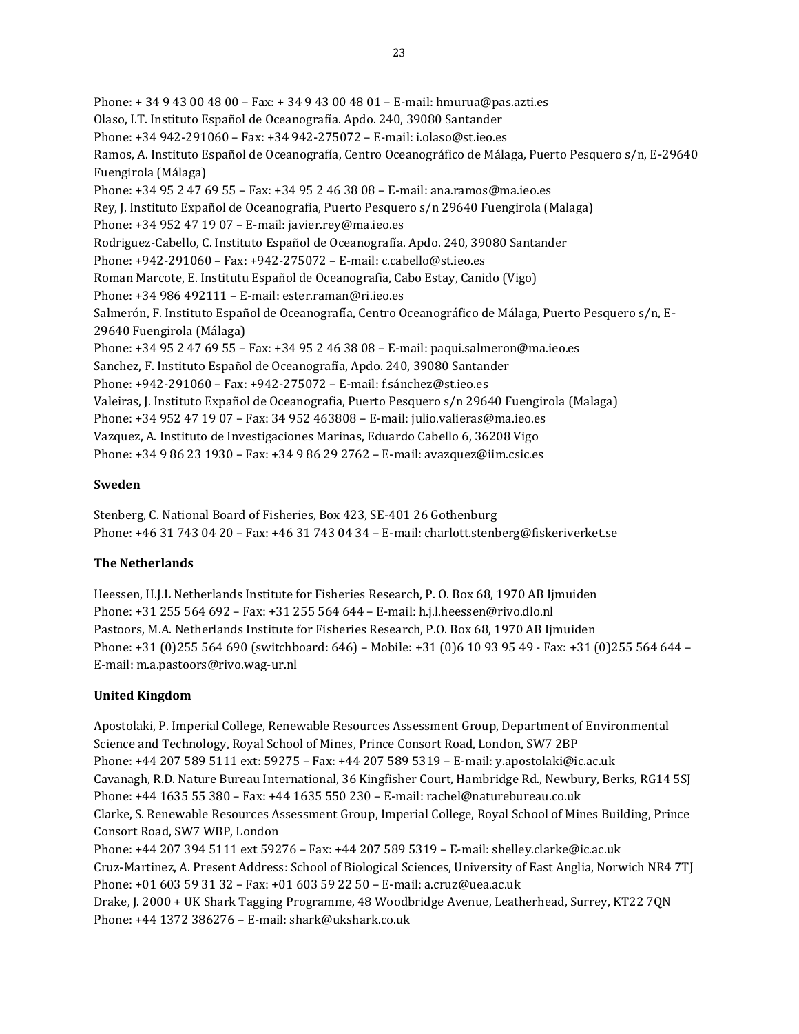Phone: + 34 9 43 00 48 00 – Fax: + 34 9 43 00 48 01 – E-mail: hmurua@pas.azti.es
Olaso, I.T. Instituto Español de Oceanografía. Apdo. 240, 39080 Santander
Phone: +34 942-291060 – Fax: +34 942-275072 – E-mail: i.olaso@st.ieo.es
Ramos, A. Instituto Español de Oceanografía, Centro Oceanográfico de Málaga, Puerto Pesquero s/n, E-29640 Fuengirola (Málaga)
Phone: +34 95 2 47 69 55 – Fax: +34 95 2 46 38 08 – E-mail: ana.ramos@ma.ieo.es
Rey, J. Instituto Expañol de Oceanografia, Puerto Pesquero s/n 29640 Fuengirola (Malaga)
Phone: +34 952 47 19 07 – E-mail: javier.rey@ma.ieo.es
Rodriguez-Cabello, C. Instituto Español de Oceanografía. Apdo. 240, 39080 Santander
Phone: +942-291060 – Fax: +942-275072 – E-mail: c.cabello@st.ieo.es
Roman Marcote, E. Institutu Español de Oceanografia, Cabo Estay, Canido (Vigo)
Phone: +34 986 492111 – E-mail: ester.raman@ri.ieo.es
Salmerón, F. Instituto Español de Oceanografía, Centro Oceanográfico de Málaga, Puerto Pesquero s/n, E-29640 Fuengirola (Málaga)
Phone: +34 95 2 47 69 55 – Fax: +34 95 2 46 38 08 – E-mail: paqui.salmeron@ma.ieo.es
Sanchez, F. Instituto Español de Oceanografía, Apdo. 240, 39080 Santander
Phone: +942-291060 – Fax: +942-275072 – E-mail: f.sánchez@st.ieo.es
Valeiras, J. Instituto Expañol de Oceanografia, Puerto Pesquero s/n 29640 Fuengirola (Malaga)
Phone: +34 952 47 19 07 – Fax: 34 952 463808 – E-mail: julio.valieras@ma.ieo.es
Vazquez, A. Instituto de Investigaciones Marinas, Eduardo Cabello 6, 36208 Vigo
Phone: +34 9 86 23 1930 – Fax: +34 9 86 29 2762 – E-mail: avazquez@iim.csic.es

**Sweden**

Stenberg, C. National Board of Fisheries, Box 423, SE-401 26 Gothenburg
Phone: +46 31 743 04 20 – Fax: +46 31 743 04 34 – E-mail: charlott.stenberg@fiskeriverket.se

**The Netherlands**

Heessen, H.J.L Netherlands Institute for Fisheries Research, P. O. Box 68, 1970 AB Ijmuiden
Phone: +31 255 564 692 – Fax: +31 255 564 644 – E-mail: h.j.l.heessen@rivo.dlo.nl
Pastoors, M.A. Netherlands Institute for Fisheries Research, P.O. Box 68, 1970 AB Ijmuiden
Phone: +31 (0)255 564 690 (switchboard: 646) – Mobile: +31 (0)6 10 93 95 49 - Fax: +31 (0)255 564 644 – E-mail: m.a.pastoors@rivo.wag-ur.nl

**United Kingdom**

Apostolaki, P. Imperial College, Renewable Resources Assessment Group, Department of Environmental Science and Technology, Royal School of Mines, Prince Consort Road, London, SW7 2BP
Phone: +44 207 589 5111 ext: 59275 – Fax: +44 207 589 5319 – E-mail: y.apostolaki@ic.ac.uk
Cavanagh, R.D. Nature Bureau International, 36 Kingfisher Court, Hambridge Rd., Newbury, Berks, RG14 5SJ
Phone: +44 1635 55 380 – Fax: +44 1635 550 230 – E-mail: rachel@naturebureau.co.uk
Clarke, S. Renewable Resources Assessment Group, Imperial College, Royal School of Mines Building, Prince Consort Road, SW7 WBP, London
Phone: +44 207 394 5111 ext 59276 – Fax: +44 207 589 5319 – E-mail: shelley.clarke@ic.ac.uk
Cruz-Martinez, A. Present Address: School of Biological Sciences, University of East Anglia, Norwich NR4 7TJ
Phone: +01 603 59 31 32 – Fax: +01 603 59 22 50 – E-mail: a.cruz@uea.ac.uk
Drake, J. 2000 + UK Shark Tagging Programme, 48 Woodbridge Avenue, Leatherhead, Surrey, KT22 7QN
Phone: +44 1372 386276 – E-mail: shark@ukshark.co.uk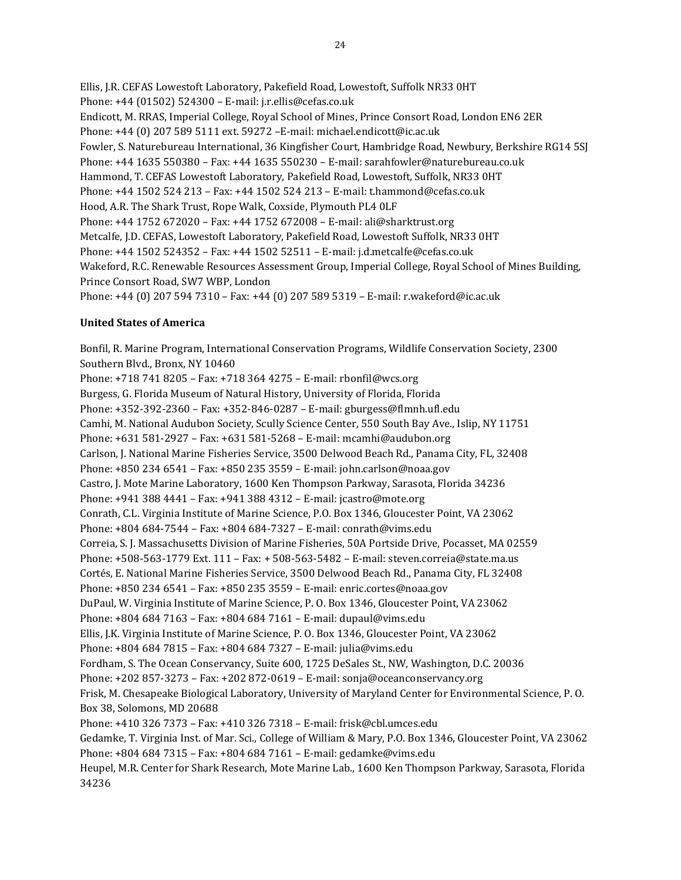Ellis, J.R. CEFAS Lowestoft Laboratory, Pakefield Road, Lowestoft, Suffolk NR33 0HT
Phone: +44 (01502) 524300 – E-mail: j.r.ellis@cefas.co.uk
Endicott, M. RRAS, Imperial College, Royal School of Mines, Prince Consort Road, London EN6 2ER
Phone: +44 (0) 207 589 5111 ext. 59272 –E-mail: michael.endicott@ic.ac.uk
Fowler, S. Naturebureau International, 36 Kingfisher Court, Hambridge Road, Newbury, Berkshire RG14 5SJ
Phone: +44 1635 550380 – Fax: +44 1635 550230 – E-mail: sarahfowler@naturebureau.co.uk
Hammond, T. CEFAS Lowestoft Laboratory, Pakefield Road, Lowestoft, Suffolk, NR33 0HT
Phone: +44 1502 524 213 – Fax: +44 1502 524 213 – E-mail: t.hammond@cefas.co.uk
Hood, A.R. The Shark Trust, Rope Walk, Coxside, Plymouth PL4 0LF
Phone: +44 1752 672020 – Fax: +44 1752 672008 – E-mail: ali@sharktrust.org
Metcalfe, J.D. CEFAS, Lowestoft Laboratory, Pakefield Road, Lowestoft Suffolk, NR33 0HT
Phone: +44 1502 524352 – Fax: +44 1502 52511 – E-mail: j.d.metcalfe@cefas.co.uk
Wakeford, R.C. Renewable Resources Assessment Group, Imperial College, Royal School of Mines Building, Prince Consort Road, SW7 WBP, London
Phone: +44 (0) 207 594 7310 – Fax: +44 (0) 207 589 5319 – E-mail: r.wakeford@ic.ac.uk

**United States of America**

Bonfil, R. Marine Program, International Conservation Programs, Wildlife Conservation Society, 2300 Southern Blvd., Bronx, NY 10460
Phone: +718 741 8205 – Fax: +718 364 4275 – E-mail: rbonfil@wcs.org
Burgess, G. Florida Museum of Natural History, University of Florida, Florida
Phone: +352-392-2360 – Fax: +352-846-0287 – E-mail: gburgess@flmnh.ufl.edu
Camhi, M. National Audubon Society, Scully Science Center, 550 South Bay Ave., Islip, NY 11751
Phone: +631 581-2927 – Fax: +631 581-5268 – E-mail: mcamhi@audubon.org
Carlson, J. National Marine Fisheries Service, 3500 Delwood Beach Rd., Panama City, FL, 32408
Phone: +850 234 6541 – Fax: +850 235 3559 – E-mail: john.carlson@noaa.gov
Castro, J. Mote Marine Laboratory, 1600 Ken Thompson Parkway, Sarasota, Florida 34236
Phone: +941 388 4441 – Fax: +941 388 4312 – E-mail: jcastro@mote.org
Conrath, C.L. Virginia Institute of Marine Science, P.O. Box 1346, Gloucester Point, VA 23062
Phone: +804 684-7544 – Fax: +804 684-7327 – E-mail: conrath@vims.edu
Correia, S. J. Massachusetts Division of Marine Fisheries, 50A Portside Drive, Pocasset, MA 02559
Phone: +508-563-1779 Ext. 111 – Fax: + 508-563-5482 – E-mail: steven.correia@state.ma.us
Cortés, E. National Marine Fisheries Service, 3500 Delwood Beach Rd., Panama City, FL 32408
Phone: +850 234 6541 – Fax: +850 235 3559 – E-mail: enric.cortes@noaa.gov
DuPaul, W. Virginia Institute of Marine Science, P. O. Box 1346, Gloucester Point, VA 23062
Phone: +804 684 7163 – Fax: +804 684 7161 – E-mail: dupaul@vims.edu
Ellis, J.K. Virginia Institute of Marine Science, P. O. Box 1346, Gloucester Point, VA 23062
Phone: +804 684 7815 – Fax: +804 684 7327 – E-mail: julia@vims.edu
Fordham, S. The Ocean Conservancy, Suite 600, 1725 DeSales St., NW, Washington, D.C. 20036
Phone: +202 857-3273 – Fax: +202 872-0619 – E-mail: sonja@oceanconservancy.org
Frisk, M. Chesapeake Biological Laboratory, University of Maryland Center for Environmental Science, P. O. Box 38, Solomons, MD 20688
Phone: +410 326 7373 – Fax: +410 326 7318 – E-mail: frisk@cbl.umces.edu
Gedamke, T. Virginia Inst. of Mar. Sci., College of William & Mary, P.O. Box 1346, Gloucester Point, VA 23062
Phone: +804 684 7315 – Fax: +804 684 7161 – E-mail: gedamke@vims.edu
Heupel, M.R. Center for Shark Research, Mote Marine Lab., 1600 Ken Thompson Parkway, Sarasota, Florida 34236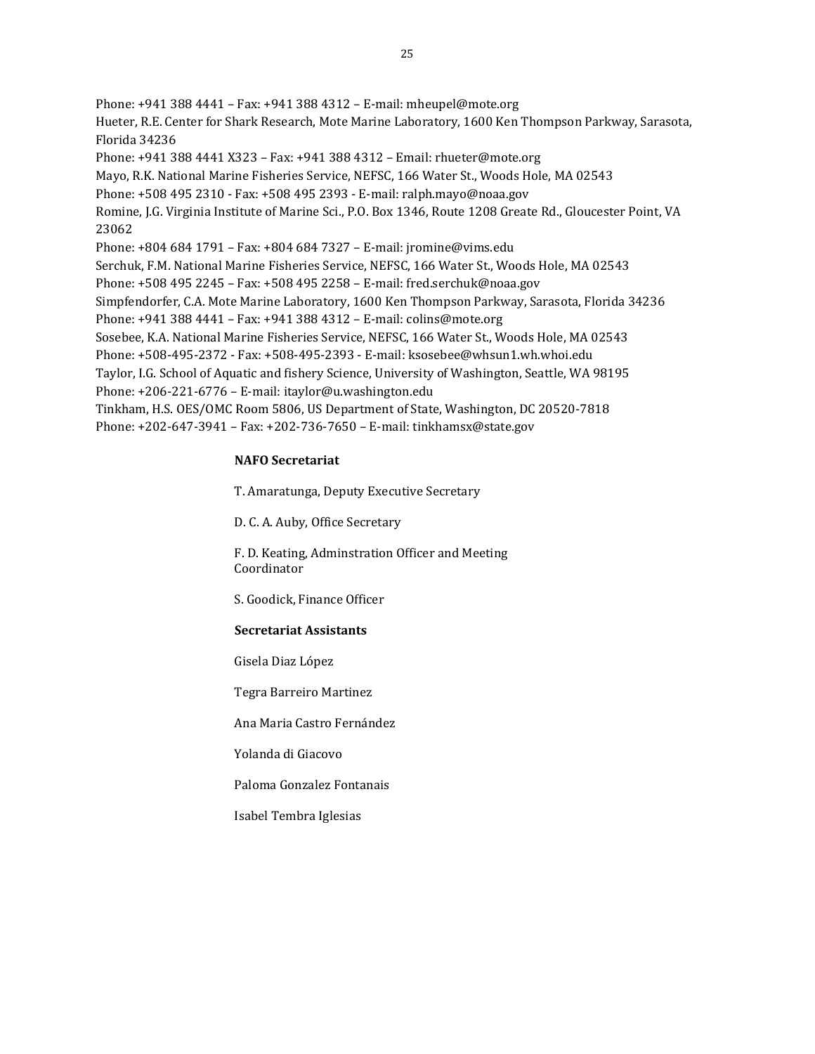Phone: +941 388 4441 – Fax: +941 388 4312 – E-mail: mheupel@mote.org

Hueter, R.E. Center for Shark Research, Mote Marine Laboratory, 1600 Ken Thompson Parkway, Sarasota, Florida 34236

Phone: +941 388 4441 X323 – Fax: +941 388 4312 – Email: rhueter@mote.org

Mayo, R.K. National Marine Fisheries Service, NEFSC, 166 Water St., Woods Hole, MA 02543

Phone: +508 495 2310 - Fax: +508 495 2393 - E-mail: ralph.mayo@noaa.gov

Romine, J.G. Virginia Institute of Marine Sci., P.O. Box 1346, Route 1208 Greate Rd., Gloucester Point, VA 23062

Phone: +804 684 1791 – Fax: +804 684 7327 – E-mail: jromine@vims.edu

Serchuk, F.M. National Marine Fisheries Service, NEFSC, 166 Water St., Woods Hole, MA 02543

Phone: +508 495 2245 – Fax: +508 495 2258 – E-mail: fred.serchuk@noaa.gov

Simpfendorfer, C.A. Mote Marine Laboratory, 1600 Ken Thompson Parkway, Sarasota, Florida 34236

Phone: +941 388 4441 – Fax: +941 388 4312 – E-mail: colins@mote.org

Sosebee, K.A. National Marine Fisheries Service, NEFSC, 166 Water St., Woods Hole, MA 02543

Phone: +508-495-2372 - Fax: +508-495-2393 - E-mail: ksosebee@whsun1.wh.whoi.edu

Taylor, I.G. School of Aquatic and fishery Science, University of Washington, Seattle, WA 98195

Phone: +206-221-6776 – E-mail: itaylor@u.washington.edu

Tinkham, H.S. OES/OMC Room 5806, US Department of State, Washington, DC 20520-7818

Phone: +202-647-3941 – Fax: +202-736-7650 – E-mail: tinkhamsx@state.gov

**NAFO Secretariat**

T. Amaratunga, Deputy Executive Secretary

D. C. A. Auby, Office Secretary

F. D. Keating, Adminstration Officer and Meeting Coordinator

S. Goodick, Finance Officer

**Secretariat Assistants**

Gisela Diaz López

Tegra Barreiro Martinez

Ana Maria Castro Fernández

Yolanda di Giacovo

Paloma Gonzalez Fontanais

Isabel Tembra Iglesias